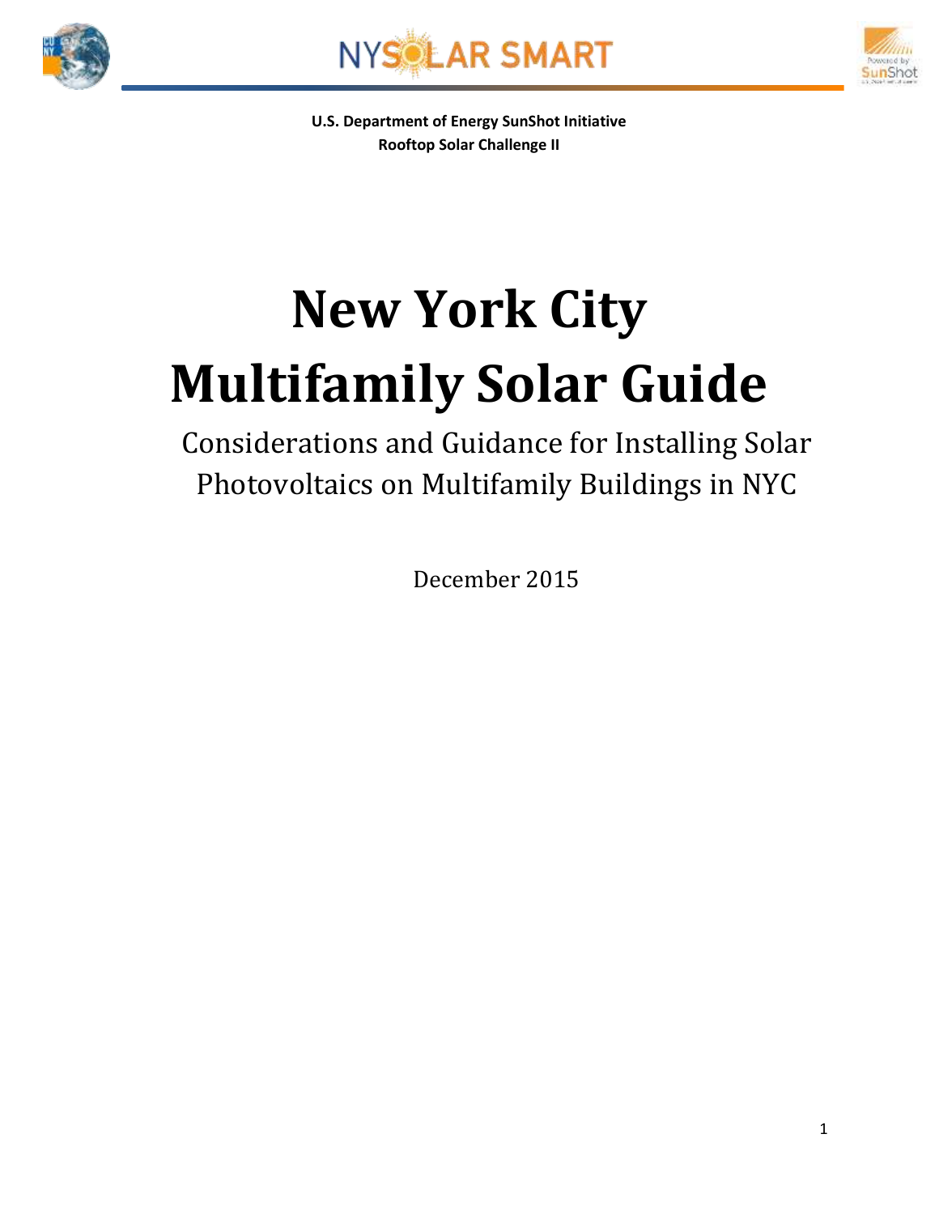NYSOLAR SMART

**U.S. Department of Energy SunShot Initiative**
**Rooftop Solar Challenge II**

# New York City Multifamily Solar Guide

## Considerations and Guidance for Installing Solar Photovoltaics on Multifamily Buildings in NYC

December 2015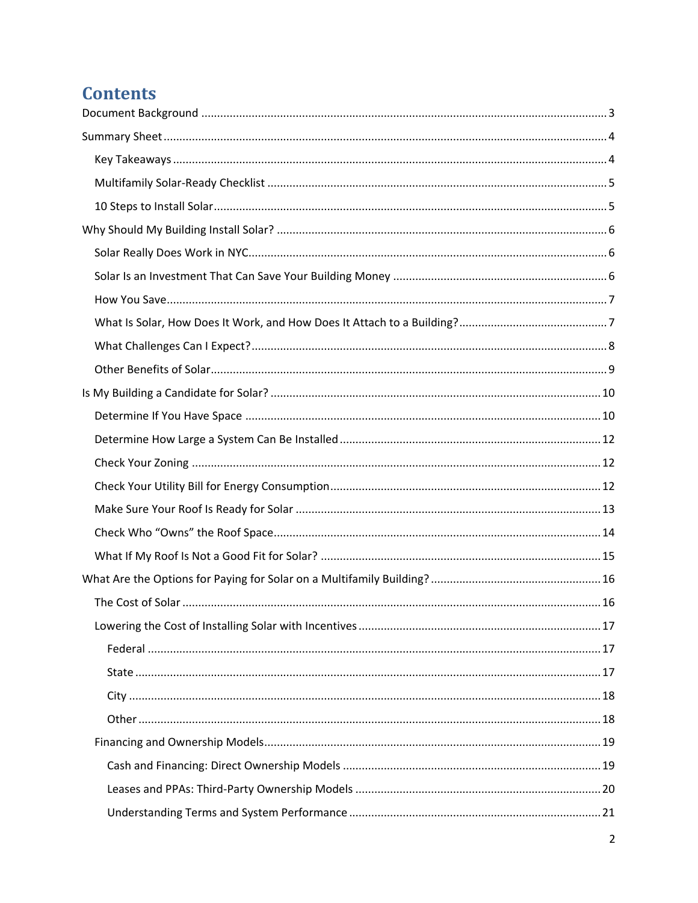# Contents

Document Background ..... 3

Summary Sheet ..... 4

- Key Takeaways ..... 4
- Multifamily Solar-Ready Checklist ..... 5
- 10 Steps to Install Solar ..... 5

Why Should My Building Install Solar? ..... 6

- Solar Really Does Work in NYC ..... 6
- Solar Is an Investment That Can Save Your Building Money ..... 6
- How You Save ..... 7
- What Is Solar, How Does It Work, and How Does It Attach to a Building? ..... 7
- What Challenges Can I Expect? ..... 8
- Other Benefits of Solar ..... 9

Is My Building a Candidate for Solar? ..... 10

- Determine If You Have Space ..... 10
- Determine How Large a System Can Be Installed ..... 12
- Check Your Zoning ..... 12
- Check Your Utility Bill for Energy Consumption ..... 12
- Make Sure Your Roof Is Ready for Solar ..... 13
- Check Who "Owns" the Roof Space ..... 14
- What If My Roof Is Not a Good Fit for Solar? ..... 15

What Are the Options for Paying for Solar on a Multifamily Building? ..... 16

- The Cost of Solar ..... 16
- Lowering the Cost of Installing Solar with Incentives ..... 17
  - Federal ..... 17
  - State ..... 17
  - City ..... 18
  - Other ..... 18
- Financing and Ownership Models ..... 19
  - Cash and Financing: Direct Ownership Models ..... 19
  - Leases and PPAs: Third-Party Ownership Models ..... 20
  - Understanding Terms and System Performance ..... 21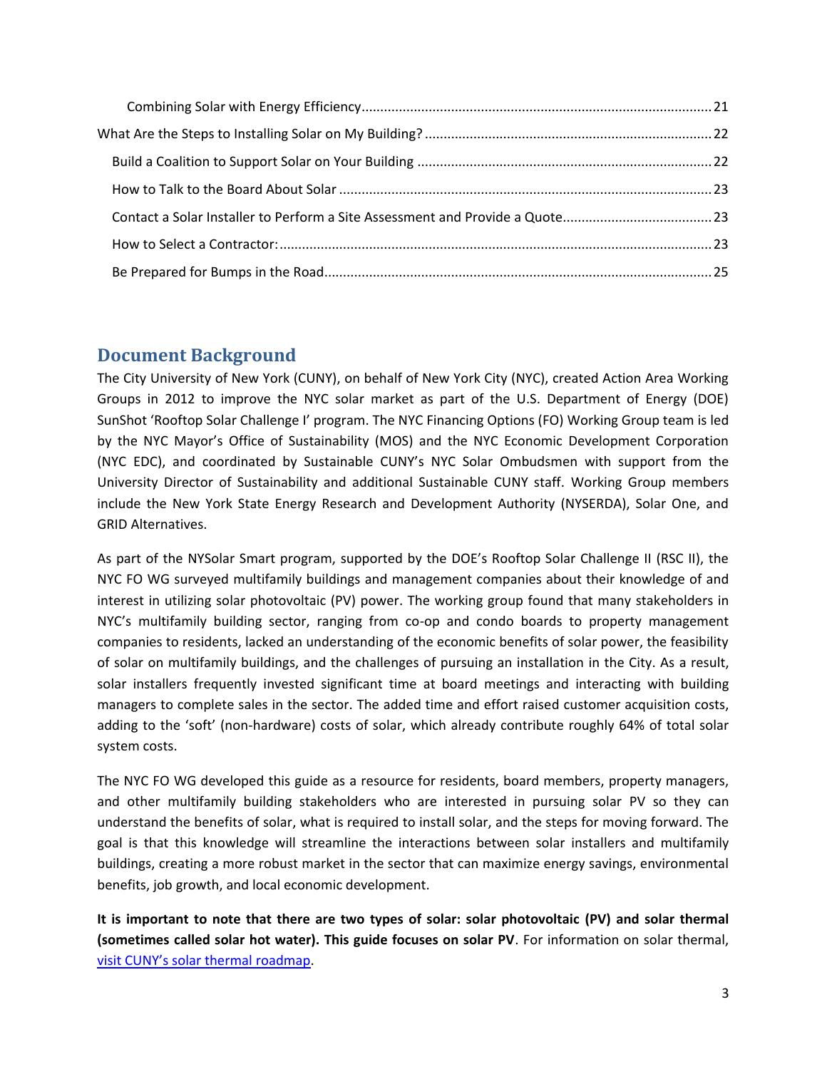Combining Solar with Energy Efficiency............................................................................................21

What Are the Steps to Installing Solar on My Building? ............................................................................22

Build a Coalition to Support Solar on Your Building ..............................................................................22

How to Talk to the Board About Solar ..................................................................................................23

Contact a Solar Installer to Perform a Site Assessment and Provide a Quote........................................23

How to Select a Contractor:...................................................................................................................23

Be Prepared for Bumps in the Road.......................................................................................................25

## Document Background

The City University of New York (CUNY), on behalf of New York City (NYC), created Action Area Working Groups in 2012 to improve the NYC solar market as part of the U.S. Department of Energy (DOE) SunShot 'Rooftop Solar Challenge I' program. The NYC Financing Options (FO) Working Group team is led by the NYC Mayor's Office of Sustainability (MOS) and the NYC Economic Development Corporation (NYC EDC), and coordinated by Sustainable CUNY's NYC Solar Ombudsmen with support from the University Director of Sustainability and additional Sustainable CUNY staff. Working Group members include the New York State Energy Research and Development Authority (NYSERDA), Solar One, and GRID Alternatives.

As part of the NYSolar Smart program, supported by the DOE's Rooftop Solar Challenge II (RSC II), the NYC FO WG surveyed multifamily buildings and management companies about their knowledge of and interest in utilizing solar photovoltaic (PV) power. The working group found that many stakeholders in NYC's multifamily building sector, ranging from co-op and condo boards to property management companies to residents, lacked an understanding of the economic benefits of solar power, the feasibility of solar on multifamily buildings, and the challenges of pursuing an installation in the City. As a result, solar installers frequently invested significant time at board meetings and interacting with building managers to complete sales in the sector. The added time and effort raised customer acquisition costs, adding to the 'soft' (non-hardware) costs of solar, which already contribute roughly 64% of total solar system costs.

The NYC FO WG developed this guide as a resource for residents, board members, property managers, and other multifamily building stakeholders who are interested in pursuing solar PV so they can understand the benefits of solar, what is required to install solar, and the steps for moving forward. The goal is that this knowledge will streamline the interactions between solar installers and multifamily buildings, creating a more robust market in the sector that can maximize energy savings, environmental benefits, job growth, and local economic development.

**It is important to note that there are two types of solar: solar photovoltaic (PV) and solar thermal (sometimes called solar hot water). This guide focuses on solar PV**. For information on solar thermal, [visit CUNY's solar thermal roadmap](#).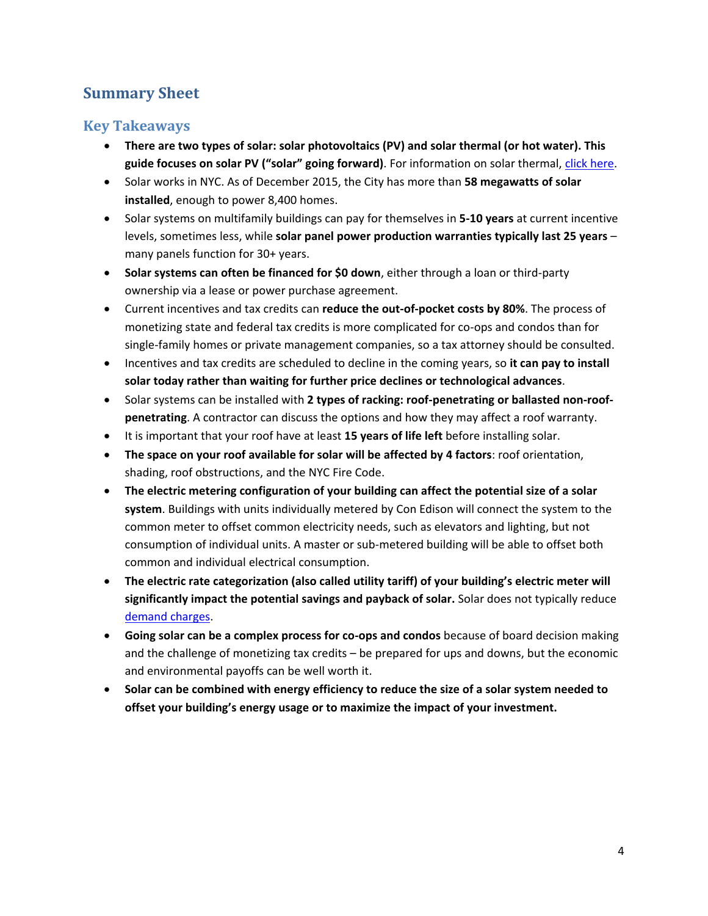## Summary Sheet

### Key Takeaways

- **There are two types of solar: solar photovoltaics (PV) and solar thermal (or hot water). This guide focuses on solar PV ("solar" going forward)**. For information on solar thermal, click here.
- Solar works in NYC. As of December 2015, the City has more than **58 megawatts of solar installed**, enough to power 8,400 homes.
- Solar systems on multifamily buildings can pay for themselves in **5-10 years** at current incentive levels, sometimes less, while **solar panel power production warranties typically last 25 years** – many panels function for 30+ years.
- **Solar systems can often be financed for $0 down**, either through a loan or third-party ownership via a lease or power purchase agreement.
- Current incentives and tax credits can **reduce the out-of-pocket costs by 80%**. The process of monetizing state and federal tax credits is more complicated for co-ops and condos than for single-family homes or private management companies, so a tax attorney should be consulted.
- Incentives and tax credits are scheduled to decline in the coming years, so **it can pay to install solar today rather than waiting for further price declines or technological advances**.
- Solar systems can be installed with **2 types of racking: roof-penetrating or ballasted non-roof-penetrating**. A contractor can discuss the options and how they may affect a roof warranty.
- It is important that your roof have at least **15 years of life left** before installing solar.
- **The space on your roof available for solar will be affected by 4 factors**: roof orientation, shading, roof obstructions, and the NYC Fire Code.
- **The electric metering configuration of your building can affect the potential size of a solar system**. Buildings with units individually metered by Con Edison will connect the system to the common meter to offset common electricity needs, such as elevators and lighting, but not consumption of individual units. A master or sub-metered building will be able to offset both common and individual electrical consumption.
- **The electric rate categorization (also called utility tariff) of your building's electric meter will significantly impact the potential savings and payback of solar.** Solar does not typically reduce demand charges.
- **Going solar can be a complex process for co-ops and condos** because of board decision making and the challenge of monetizing tax credits – be prepared for ups and downs, but the economic and environmental payoffs can be well worth it.
- **Solar can be combined with energy efficiency to reduce the size of a solar system needed to offset your building's energy usage or to maximize the impact of your investment.**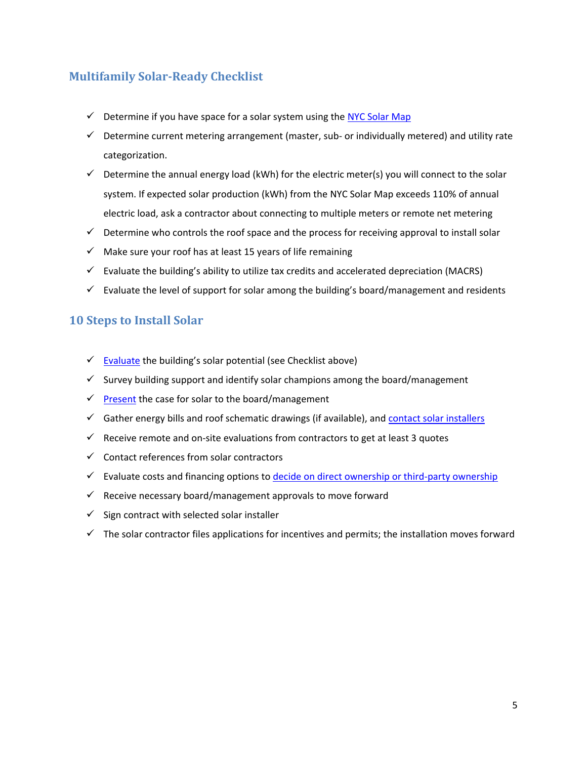## Multifamily Solar-Ready Checklist

- ✓ Determine if you have space for a solar system using the NYC Solar Map
- ✓ Determine current metering arrangement (master, sub- or individually metered) and utility rate categorization.
- ✓ Determine the annual energy load (kWh) for the electric meter(s) you will connect to the solar system. If expected solar production (kWh) from the NYC Solar Map exceeds 110% of annual electric load, ask a contractor about connecting to multiple meters or remote net metering
- ✓ Determine who controls the roof space and the process for receiving approval to install solar
- ✓ Make sure your roof has at least 15 years of life remaining
- ✓ Evaluate the building's ability to utilize tax credits and accelerated depreciation (MACRS)
- ✓ Evaluate the level of support for solar among the building's board/management and residents

## 10 Steps to Install Solar

- ✓ Evaluate the building's solar potential (see Checklist above)
- ✓ Survey building support and identify solar champions among the board/management
- ✓ Present the case for solar to the board/management
- ✓ Gather energy bills and roof schematic drawings (if available), and contact solar installers
- ✓ Receive remote and on-site evaluations from contractors to get at least 3 quotes
- ✓ Contact references from solar contractors
- ✓ Evaluate costs and financing options to decide on direct ownership or third-party ownership
- ✓ Receive necessary board/management approvals to move forward
- ✓ Sign contract with selected solar installer
- ✓ The solar contractor files applications for incentives and permits; the installation moves forward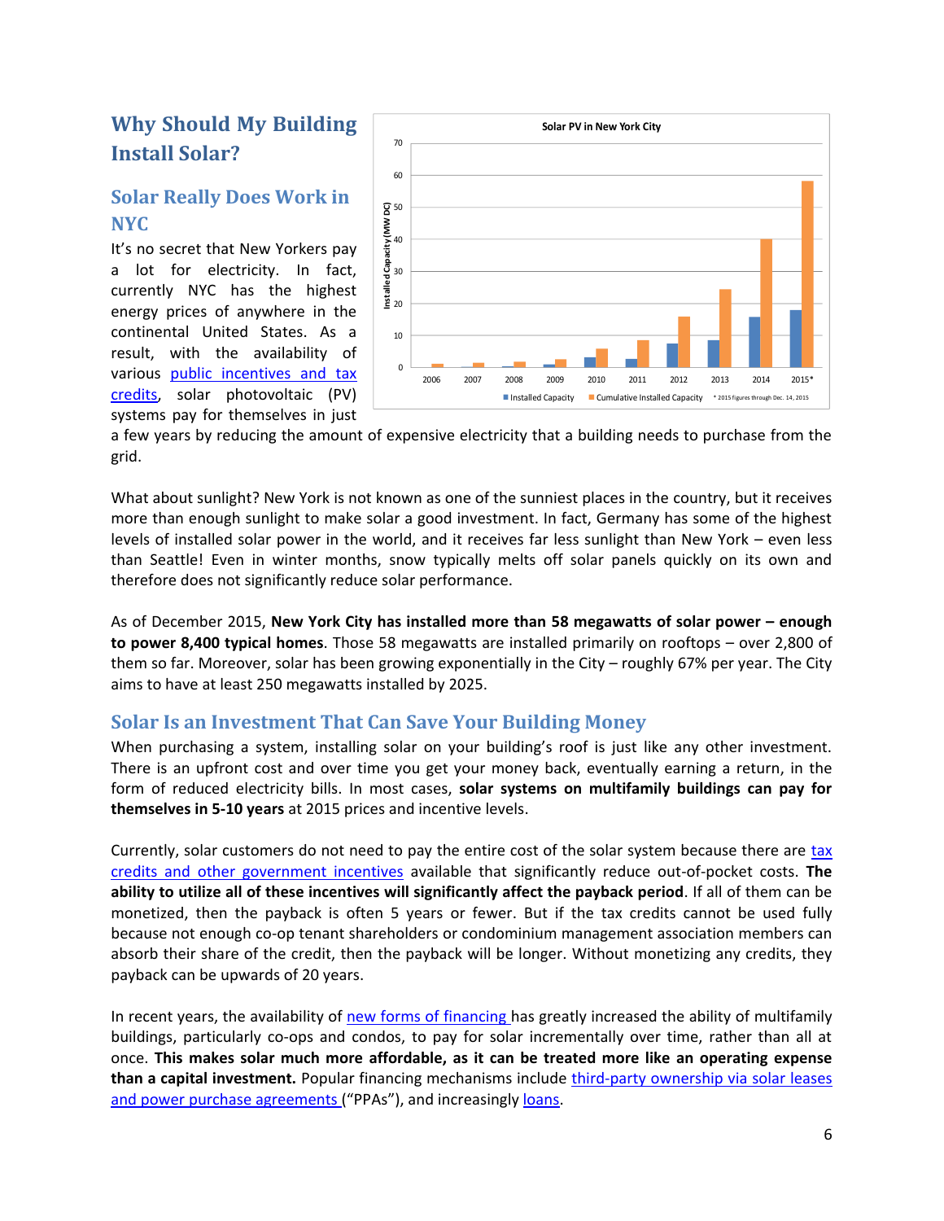# Why Should My Building Install Solar?

## Solar Really Does Work in NYC

It's no secret that New Yorkers pay a lot for electricity. In fact, currently NYC has the highest energy prices of anywhere in the continental United States. As a result, with the availability of various public incentives and tax credits, solar photovoltaic (PV) systems pay for themselves in just a few years by reducing the amount of expensive electricity that a building needs to purchase from the grid.

What about sunlight? New York is not known as one of the sunniest places in the country, but it receives more than enough sunlight to make solar a good investment. In fact, Germany has some of the highest levels of installed solar power in the world, and it receives far less sunlight than New York – even less than Seattle! Even in winter months, snow typically melts off solar panels quickly on its own and therefore does not significantly reduce solar performance.

As of December 2015, **New York City has installed more than 58 megawatts of solar power – enough to power 8,400 typical homes**. Those 58 megawatts are installed primarily on rooftops – over 2,800 of them so far. Moreover, solar has been growing exponentially in the City – roughly 67% per year. The City aims to have at least 250 megawatts installed by 2025.

## Solar Is an Investment That Can Save Your Building Money

When purchasing a system, installing solar on your building's roof is just like any other investment. There is an upfront cost and over time you get your money back, eventually earning a return, in the form of reduced electricity bills. In most cases, **solar systems on multifamily buildings can pay for themselves in 5-10 years** at 2015 prices and incentive levels.

Currently, solar customers do not need to pay the entire cost of the solar system because there are tax credits and other government incentives available that significantly reduce out-of-pocket costs. **The ability to utilize all of these incentives will significantly affect the payback period**. If all of them can be monetized, then the payback is often 5 years or fewer. But if the tax credits cannot be used fully because not enough co-op tenant shareholders or condominium management association members can absorb their share of the credit, then the payback will be longer. Without monetizing any credits, they payback can be upwards of 20 years.

In recent years, the availability of new forms of financing has greatly increased the ability of multifamily buildings, particularly co-ops and condos, to pay for solar incrementally over time, rather than all at once. **This makes solar much more affordable, as it can be treated more like an operating expense than a capital investment.** Popular financing mechanisms include third-party ownership via solar leases and power purchase agreements ("PPAs"), and increasingly loans.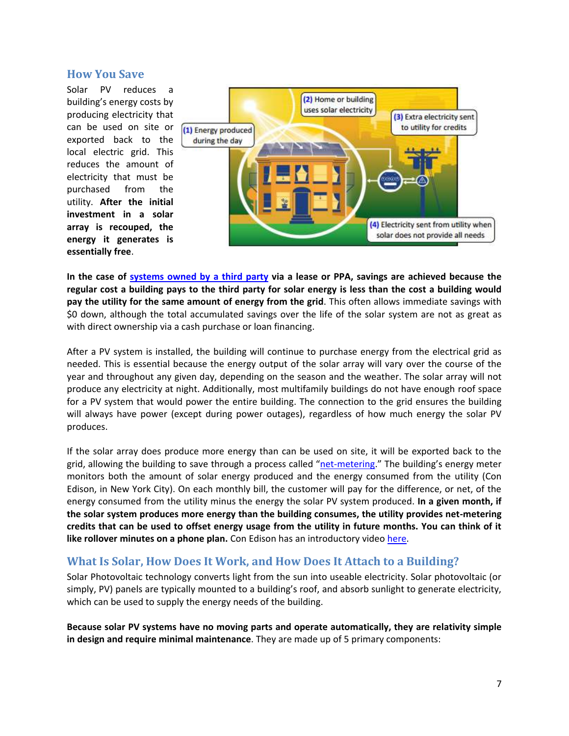## How You Save

Solar PV reduces a building's energy costs by producing electricity that can be used on site or exported back to the local electric grid. This reduces the amount of electricity that must be purchased from the utility. **After the initial investment in a solar array is recouped, the energy it generates is essentially free**.

(1) Energy produced during the day

(2) Home or building uses solar electricity

(3) Extra electricity sent to utility for credits

(4) Electricity sent from utility when solar does not provide all needs

**In the case of systems owned by a third party via a lease or PPA, savings are achieved because the regular cost a building pays to the third party for solar energy is less than the cost a building would pay the utility for the same amount of energy from the grid**. This often allows immediate savings with $0 down, although the total accumulated savings over the life of the solar system are not as great as with direct ownership via a cash purchase or loan financing.

After a PV system is installed, the building will continue to purchase energy from the electrical grid as needed. This is essential because the energy output of the solar array will vary over the course of the year and throughout any given day, depending on the season and the weather. The solar array will not produce any electricity at night. Additionally, most multifamily buildings do not have enough roof space for a PV system that would power the entire building. The connection to the grid ensures the building will always have power (except during power outages), regardless of how much energy the solar PV produces.

If the solar array does produce more energy than can be used on site, it will be exported back to the grid, allowing the building to save through a process called "net-metering." The building's energy meter monitors both the amount of solar energy produced and the energy consumed from the utility (Con Edison, in New York City). On each monthly bill, the customer will pay for the difference, or net, of the energy consumed from the utility minus the energy the solar PV system produced. **In a given month, if the solar system produces more energy than the building consumes, the utility provides net-metering credits that can be used to offset energy usage from the utility in future months. You can think of it like rollover minutes on a phone plan.** Con Edison has an introductory video here.

## What Is Solar, How Does It Work, and How Does It Attach to a Building?

Solar Photovoltaic technology converts light from the sun into useable electricity. Solar photovoltaic (or simply, PV) panels are typically mounted to a building's roof, and absorb sunlight to generate electricity, which can be used to supply the energy needs of the building.

**Because solar PV systems have no moving parts and operate automatically, they are relativity simple in design and require minimal maintenance**. They are made up of 5 primary components: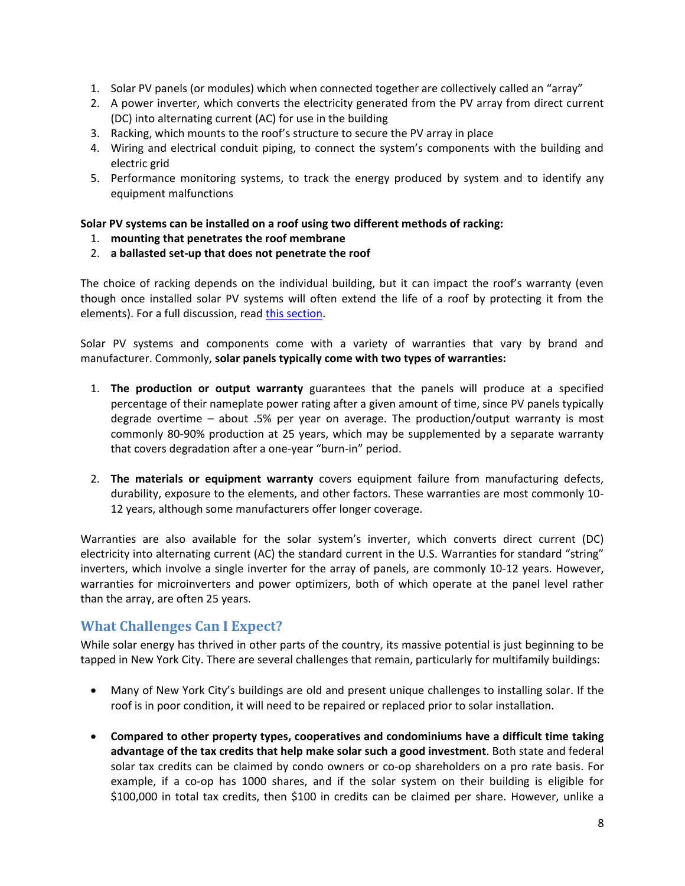1. Solar PV panels (or modules) which when connected together are collectively called an "array"
2. A power inverter, which converts the electricity generated from the PV array from direct current (DC) into alternating current (AC) for use in the building
3. Racking, which mounts to the roof's structure to secure the PV array in place
4. Wiring and electrical conduit piping, to connect the system's components with the building and electric grid
5. Performance monitoring systems, to track the energy produced by system and to identify any equipment malfunctions

**Solar PV systems can be installed on a roof using two different methods of racking:**

1. **mounting that penetrates the roof membrane**
2. **a ballasted set-up that does not penetrate the roof**

The choice of racking depends on the individual building, but it can impact the roof's warranty (even though once installed solar PV systems will often extend the life of a roof by protecting it from the elements). For a full discussion, read [this section](#).

Solar PV systems and components come with a variety of warranties that vary by brand and manufacturer. Commonly, **solar panels typically come with two types of warranties:**

1. **The production or output warranty** guarantees that the panels will produce at a specified percentage of their nameplate power rating after a given amount of time, since PV panels typically degrade overtime – about .5% per year on average. The production/output warranty is most commonly 80-90% production at 25 years, which may be supplemented by a separate warranty that covers degradation after a one-year "burn-in" period.

2. **The materials or equipment warranty** covers equipment failure from manufacturing defects, durability, exposure to the elements, and other factors. These warranties are most commonly 10-12 years, although some manufacturers offer longer coverage.

Warranties are also available for the solar system's inverter, which converts direct current (DC) electricity into alternating current (AC) the standard current in the U.S. Warranties for standard "string" inverters, which involve a single inverter for the array of panels, are commonly 10-12 years. However, warranties for microinverters and power optimizers, both of which operate at the panel level rather than the array, are often 25 years.

## What Challenges Can I Expect?

While solar energy has thrived in other parts of the country, its massive potential is just beginning to be tapped in New York City. There are several challenges that remain, particularly for multifamily buildings:

- Many of New York City's buildings are old and present unique challenges to installing solar. If the roof is in poor condition, it will need to be repaired or replaced prior to solar installation.

- **Compared to other property types, cooperatives and condominiums have a difficult time taking advantage of the tax credits that help make solar such a good investment**. Both state and federal solar tax credits can be claimed by condo owners or co-op shareholders on a pro rate basis. For example, if a co-op has 1000 shares, and if the solar system on their building is eligible for $100,000 in total tax credits, then $100 in credits can be claimed per share. However, unlike a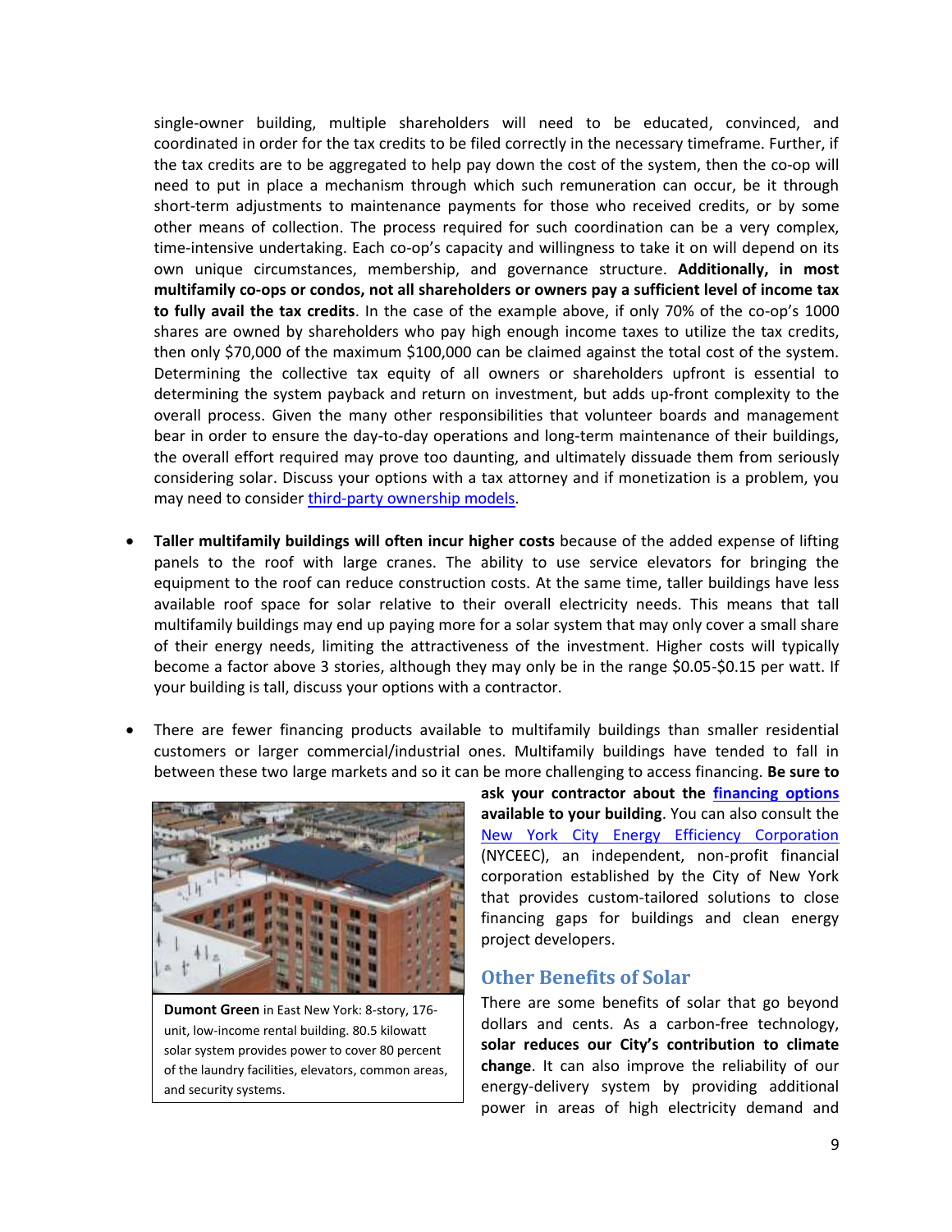single-owner building, multiple shareholders will need to be educated, convinced, and coordinated in order for the tax credits to be filed correctly in the necessary timeframe. Further, if the tax credits are to be aggregated to help pay down the cost of the system, then the co-op will need to put in place a mechanism through which such remuneration can occur, be it through short-term adjustments to maintenance payments for those who received credits, or by some other means of collection. The process required for such coordination can be a very complex, time-intensive undertaking. Each co-op's capacity and willingness to take it on will depend on its own unique circumstances, membership, and governance structure. **Additionally, in most multifamily co-ops or condos, not all shareholders or owners pay a sufficient level of income tax to fully avail the tax credits**. In the case of the example above, if only 70% of the co-op's 1000 shares are owned by shareholders who pay high enough income taxes to utilize the tax credits, then only $70,000 of the maximum $100,000 can be claimed against the total cost of the system. Determining the collective tax equity of all owners or shareholders upfront is essential to determining the system payback and return on investment, but adds up-front complexity to the overall process. Given the many other responsibilities that volunteer boards and management bear in order to ensure the day-to-day operations and long-term maintenance of their buildings, the overall effort required may prove too daunting, and ultimately dissuade them from seriously considering solar. Discuss your options with a tax attorney and if monetization is a problem, you may need to consider third-party ownership models.

- **Taller multifamily buildings will often incur higher costs** because of the added expense of lifting panels to the roof with large cranes. The ability to use service elevators for bringing the equipment to the roof can reduce construction costs. At the same time, taller buildings have less available roof space for solar relative to their overall electricity needs. This means that tall multifamily buildings may end up paying more for a solar system that may only cover a small share of their energy needs, limiting the attractiveness of the investment. Higher costs will typically become a factor above 3 stories, although they may only be in the range $0.05-$0.15 per watt. If your building is tall, discuss your options with a contractor.

- There are fewer financing products available to multifamily buildings than smaller residential customers or larger commercial/industrial ones. Multifamily buildings have tended to fall in between these two large markets and so it can be more challenging to access financing. **Be sure to ask your contractor about the financing options available to your building**. You can also consult the New York City Energy Efficiency Corporation (NYCEEC), an independent, non-profit financial corporation established by the City of New York that provides custom-tailored solutions to close financing gaps for buildings and clean energy project developers.

**Dumont Green** in East New York: 8-story, 176-unit, low-income rental building. 80.5 kilowatt solar system provides power to cover 80 percent of the laundry facilities, elevators, common areas, and security systems.

## Other Benefits of Solar

There are some benefits of solar that go beyond dollars and cents. As a carbon-free technology, **solar reduces our City's contribution to climate change**. It can also improve the reliability of our energy-delivery system by providing additional power in areas of high electricity demand and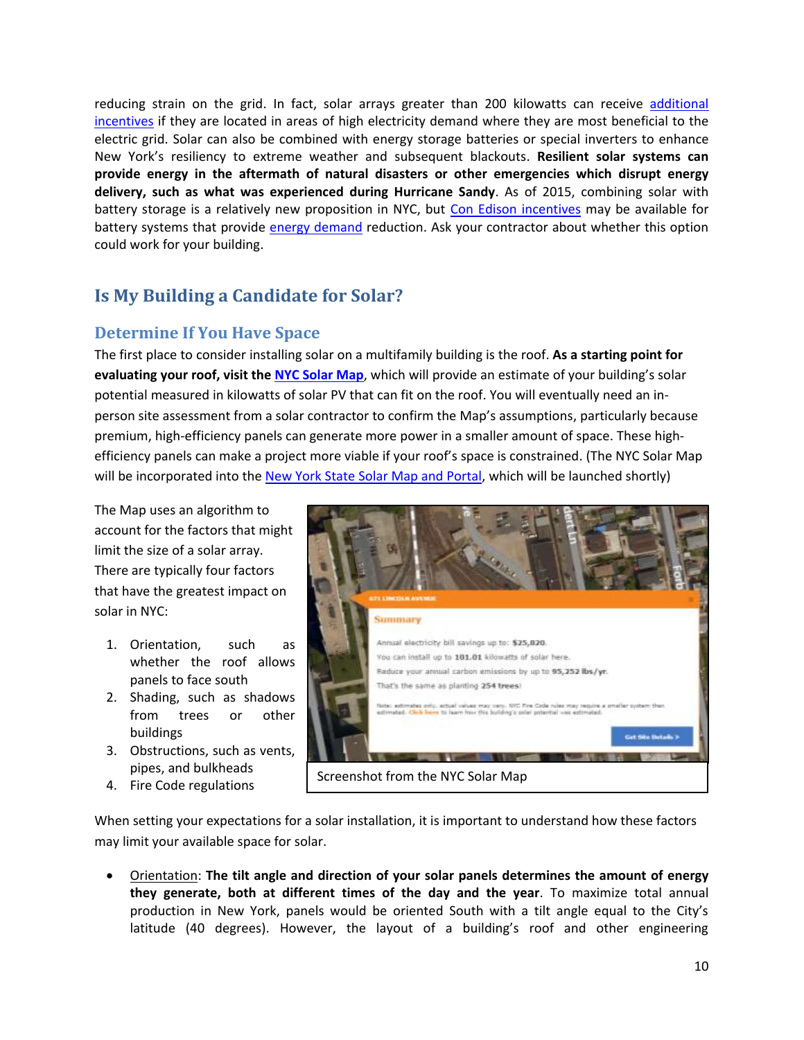reducing strain on the grid. In fact, solar arrays greater than 200 kilowatts can receive additional incentives if they are located in areas of high electricity demand where they are most beneficial to the electric grid. Solar can also be combined with energy storage batteries or special inverters to enhance New York's resiliency to extreme weather and subsequent blackouts. **Resilient solar systems can provide energy in the aftermath of natural disasters or other emergencies which disrupt energy delivery, such as what was experienced during Hurricane Sandy**. As of 2015, combining solar with battery storage is a relatively new proposition in NYC, but Con Edison incentives may be available for battery systems that provide energy demand reduction. Ask your contractor about whether this option could work for your building.

## Is My Building a Candidate for Solar?

### Determine If You Have Space

The first place to consider installing solar on a multifamily building is the roof. **As a starting point for evaluating your roof, visit the NYC Solar Map**, which will provide an estimate of your building's solar potential measured in kilowatts of solar PV that can fit on the roof. You will eventually need an in-person site assessment from a solar contractor to confirm the Map's assumptions, particularly because premium, high-efficiency panels can generate more power in a smaller amount of space. These high-efficiency panels can make a project more viable if your roof's space is constrained. (The NYC Solar Map will be incorporated into the New York State Solar Map and Portal, which will be launched shortly)

The Map uses an algorithm to account for the factors that might limit the size of a solar array. There are typically four factors that have the greatest impact on solar in NYC:

1. Orientation, such as whether the roof allows panels to face south
2. Shading, such as shadows from trees or other buildings
3. Obstructions, such as vents, pipes, and bulkheads
4. Fire Code regulations

Screenshot from the NYC Solar Map

When setting your expectations for a solar installation, it is important to understand how these factors may limit your available space for solar.

- Orientation: **The tilt angle and direction of your solar panels determines the amount of energy they generate, both at different times of the day and the year**. To maximize total annual production in New York, panels would be oriented South with a tilt angle equal to the City's latitude (40 degrees). However, the layout of a building's roof and other engineering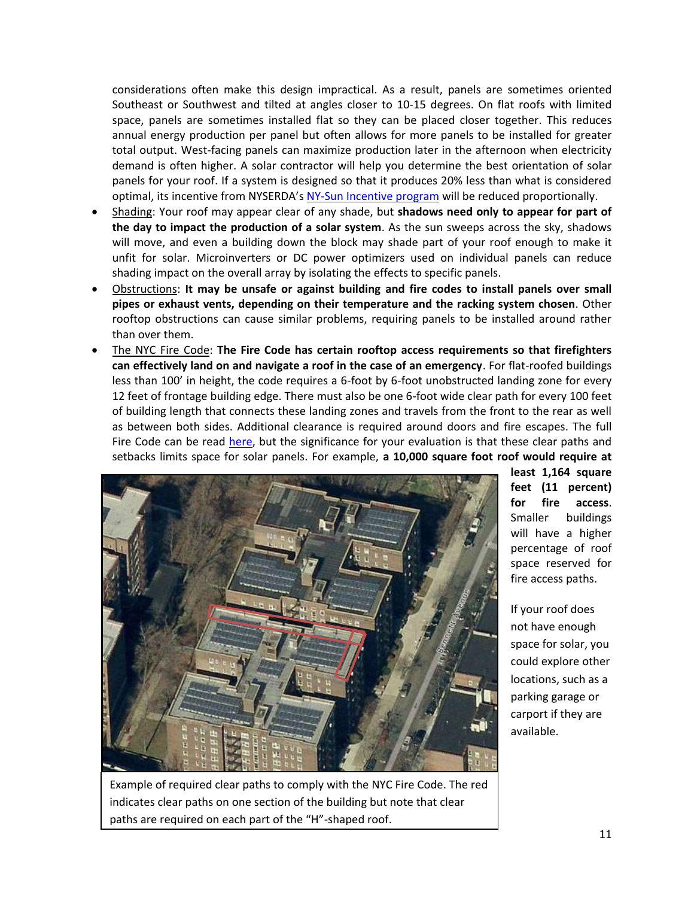considerations often make this design impractical. As a result, panels are sometimes oriented Southeast or Southwest and tilted at angles closer to 10-15 degrees. On flat roofs with limited space, panels are sometimes installed flat so they can be placed closer together. This reduces annual energy production per panel but often allows for more panels to be installed for greater total output. West-facing panels can maximize production later in the afternoon when electricity demand is often higher. A solar contractor will help you determine the best orientation of solar panels for your roof. If a system is designed so that it produces 20% less than what is considered optimal, its incentive from NYSERDA's NY-Sun Incentive program will be reduced proportionally.

- Shading: Your roof may appear clear of any shade, but **shadows need only to appear for part of the day to impact the production of a solar system**. As the sun sweeps across the sky, shadows will move, and even a building down the block may shade part of your roof enough to make it unfit for solar. Microinverters or DC power optimizers used on individual panels can reduce shading impact on the overall array by isolating the effects to specific panels.
- Obstructions: **It may be unsafe or against building and fire codes to install panels over small pipes or exhaust vents, depending on their temperature and the racking system chosen**. Other rooftop obstructions can cause similar problems, requiring panels to be installed around rather than over them.
- The NYC Fire Code: **The Fire Code has certain rooftop access requirements so that firefighters can effectively land on and navigate a roof in the case of an emergency**. For flat-roofed buildings less than 100' in height, the code requires a 6-foot by 6-foot unobstructed landing zone for every 12 feet of frontage building edge. There must also be one 6-foot wide clear path for every 100 feet of building length that connects these landing zones and travels from the front to the rear as well as between both sides. Additional clearance is required around doors and fire escapes. The full Fire Code can be read here, but the significance for your evaluation is that these clear paths and setbacks limits space for solar panels. For example, **a 10,000 square foot roof would require at least 1,164 square feet (11 percent) for fire access**. Smaller buildings will have a higher percentage of roof space reserved for fire access paths.

If your roof does not have enough space for solar, you could explore other locations, such as a parking garage or carport if they are available.

Example of required clear paths to comply with the NYC Fire Code. The red indicates clear paths on one section of the building but note that clear paths are required on each part of the "H"-shaped roof.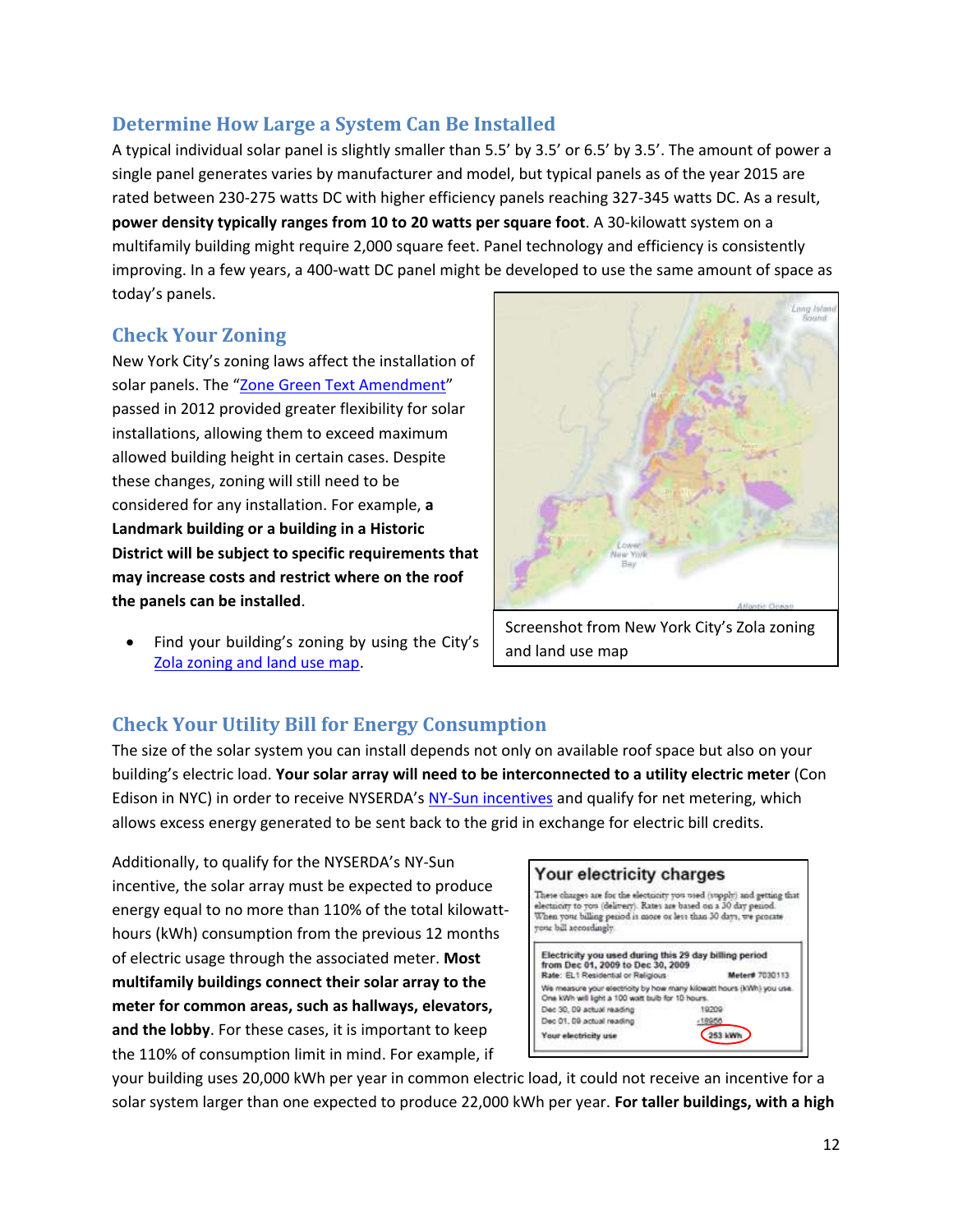## Determine How Large a System Can Be Installed

A typical individual solar panel is slightly smaller than 5.5' by 3.5' or 6.5' by 3.5'. The amount of power a single panel generates varies by manufacturer and model, but typical panels as of the year 2015 are rated between 230-275 watts DC with higher efficiency panels reaching 327-345 watts DC. As a result, **power density typically ranges from 10 to 20 watts per square foot**. A 30-kilowatt system on a multifamily building might require 2,000 square feet. Panel technology and efficiency is consistently improving. In a few years, a 400-watt DC panel might be developed to use the same amount of space as today's panels.

## Check Your Zoning

New York City's zoning laws affect the installation of solar panels. The "[Zone Green Text Amendment]" passed in 2012 provided greater flexibility for solar installations, allowing them to exceed maximum allowed building height in certain cases. Despite these changes, zoning will still need to be considered for any installation. For example, **a Landmark building or a building in a Historic District will be subject to specific requirements that may increase costs and restrict where on the roof the panels can be installed**.

- Find your building's zoning by using the City's [Zola zoning and land use map].

Screenshot from New York City's Zola zoning and land use map

## Check Your Utility Bill for Energy Consumption

The size of the solar system you can install depends not only on available roof space but also on your building's electric load. **Your solar array will need to be interconnected to a utility electric meter** (Con Edison in NYC) in order to receive NYSERDA's [NY-Sun incentives] and qualify for net metering, which allows excess energy generated to be sent back to the grid in exchange for electric bill credits.

Additionally, to qualify for the NYSERDA's NY-Sun incentive, the solar array must be expected to produce energy equal to no more than 110% of the total kilowatt-hours (kWh) consumption from the previous 12 months of electric usage through the associated meter. **Most multifamily buildings connect their solar array to the meter for common areas, such as hallways, elevators, and the lobby**. For these cases, it is important to keep the 110% of consumption limit in mind. For example, if your building uses 20,000 kWh per year in common electric load, it could not receive an incentive for a solar system larger than one expected to produce 22,000 kWh per year. **For taller buildings, with a high**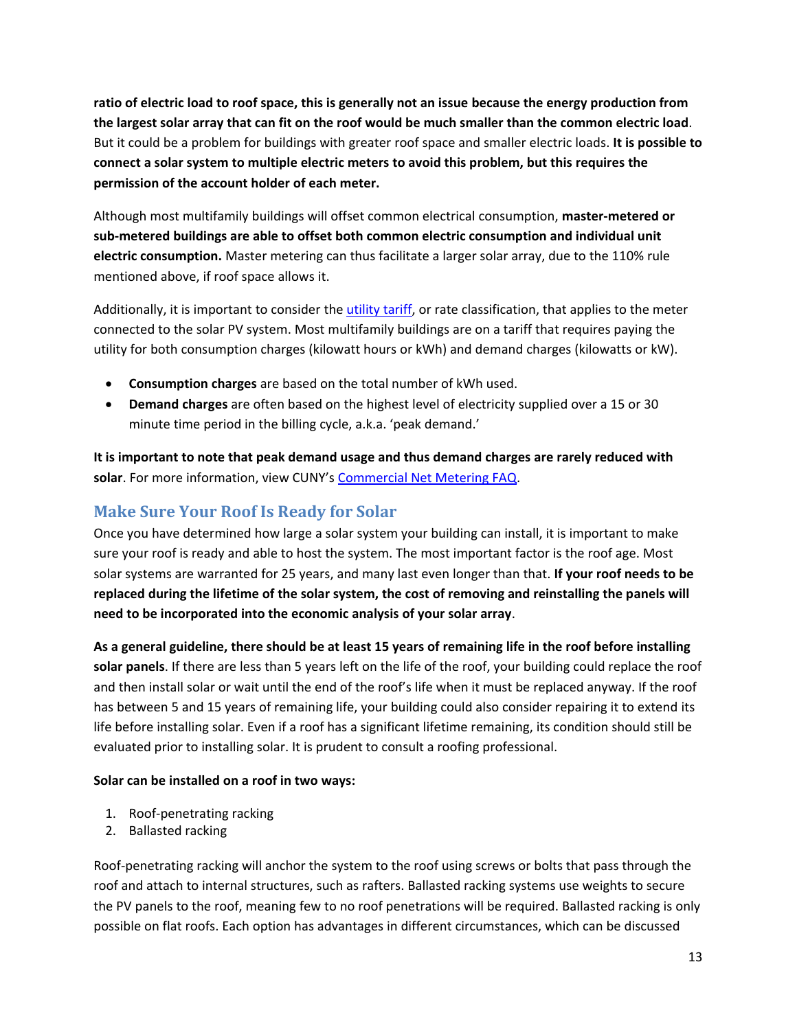**ratio of electric load to roof space, this is generally not an issue because the energy production from the largest solar array that can fit on the roof would be much smaller than the common electric load**. But it could be a problem for buildings with greater roof space and smaller electric loads. **It is possible to connect a solar system to multiple electric meters to avoid this problem, but this requires the permission of the account holder of each meter.**

Although most multifamily buildings will offset common electrical consumption, **master-metered or sub-metered buildings are able to offset both common electric consumption and individual unit electric consumption.** Master metering can thus facilitate a larger solar array, due to the 110% rule mentioned above, if roof space allows it.

Additionally, it is important to consider the [utility tariff](), or rate classification, that applies to the meter connected to the solar PV system. Most multifamily buildings are on a tariff that requires paying the utility for both consumption charges (kilowatt hours or kWh) and demand charges (kilowatts or kW).

- **Consumption charges** are based on the total number of kWh used.
- **Demand charges** are often based on the highest level of electricity supplied over a 15 or 30 minute time period in the billing cycle, a.k.a. 'peak demand.'

**It is important to note that peak demand usage and thus demand charges are rarely reduced with solar**. For more information, view CUNY's [Commercial Net Metering FAQ]().

## Make Sure Your Roof Is Ready for Solar

Once you have determined how large a solar system your building can install, it is important to make sure your roof is ready and able to host the system. The most important factor is the roof age. Most solar systems are warranted for 25 years, and many last even longer than that. **If your roof needs to be replaced during the lifetime of the solar system, the cost of removing and reinstalling the panels will need to be incorporated into the economic analysis of your solar array**.

**As a general guideline, there should be at least 15 years of remaining life in the roof before installing solar panels**. If there are less than 5 years left on the life of the roof, your building could replace the roof and then install solar or wait until the end of the roof's life when it must be replaced anyway. If the roof has between 5 and 15 years of remaining life, your building could also consider repairing it to extend its life before installing solar. Even if a roof has a significant lifetime remaining, its condition should still be evaluated prior to installing solar. It is prudent to consult a roofing professional.

**Solar can be installed on a roof in two ways:**

1. Roof-penetrating racking
2. Ballasted racking

Roof-penetrating racking will anchor the system to the roof using screws or bolts that pass through the roof and attach to internal structures, such as rafters. Ballasted racking systems use weights to secure the PV panels to the roof, meaning few to no roof penetrations will be required. Ballasted racking is only possible on flat roofs. Each option has advantages in different circumstances, which can be discussed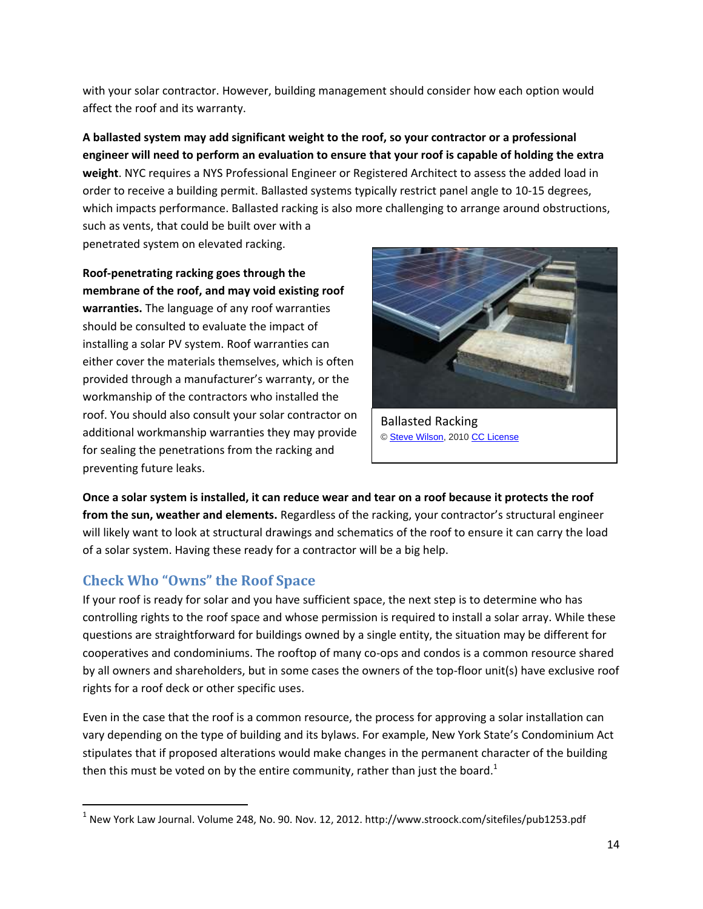with your solar contractor. However, building management should consider how each option would affect the roof and its warranty.

**A ballasted system may add significant weight to the roof, so your contractor or a professional engineer will need to perform an evaluation to ensure that your roof is capable of holding the extra weight**. NYC requires a NYS Professional Engineer or Registered Architect to assess the added load in order to receive a building permit. Ballasted systems typically restrict panel angle to 10-15 degrees, which impacts performance. Ballasted racking is also more challenging to arrange around obstructions, such as vents, that could be built over with a penetrated system on elevated racking.

**Roof-penetrating racking goes through the membrane of the roof, and may void existing roof warranties.** The language of any roof warranties should be consulted to evaluate the impact of installing a solar PV system. Roof warranties can either cover the materials themselves, which is often provided through a manufacturer's warranty, or the workmanship of the contractors who installed the roof. You should also consult your solar contractor on additional workmanship warranties they may provide for sealing the penetrations from the racking and preventing future leaks.

Ballasted Racking
© Steve Wilson, 2010 CC License

**Once a solar system is installed, it can reduce wear and tear on a roof because it protects the roof from the sun, weather and elements.** Regardless of the racking, your contractor's structural engineer will likely want to look at structural drawings and schematics of the roof to ensure it can carry the load of a solar system. Having these ready for a contractor will be a big help.

## Check Who "Owns" the Roof Space

If your roof is ready for solar and you have sufficient space, the next step is to determine who has controlling rights to the roof space and whose permission is required to install a solar array. While these questions are straightforward for buildings owned by a single entity, the situation may be different for cooperatives and condominiums. The rooftop of many co-ops and condos is a common resource shared by all owners and shareholders, but in some cases the owners of the top-floor unit(s) have exclusive roof rights for a roof deck or other specific uses.

Even in the case that the roof is a common resource, the process for approving a solar installation can vary depending on the type of building and its bylaws. For example, New York State's Condominium Act stipulates that if proposed alterations would make changes in the permanent character of the building then this must be voted on by the entire community, rather than just the board.[1]

[1] New York Law Journal. Volume 248, No. 90. Nov. 12, 2012. http://www.stroock.com/sitefiles/pub1253.pdf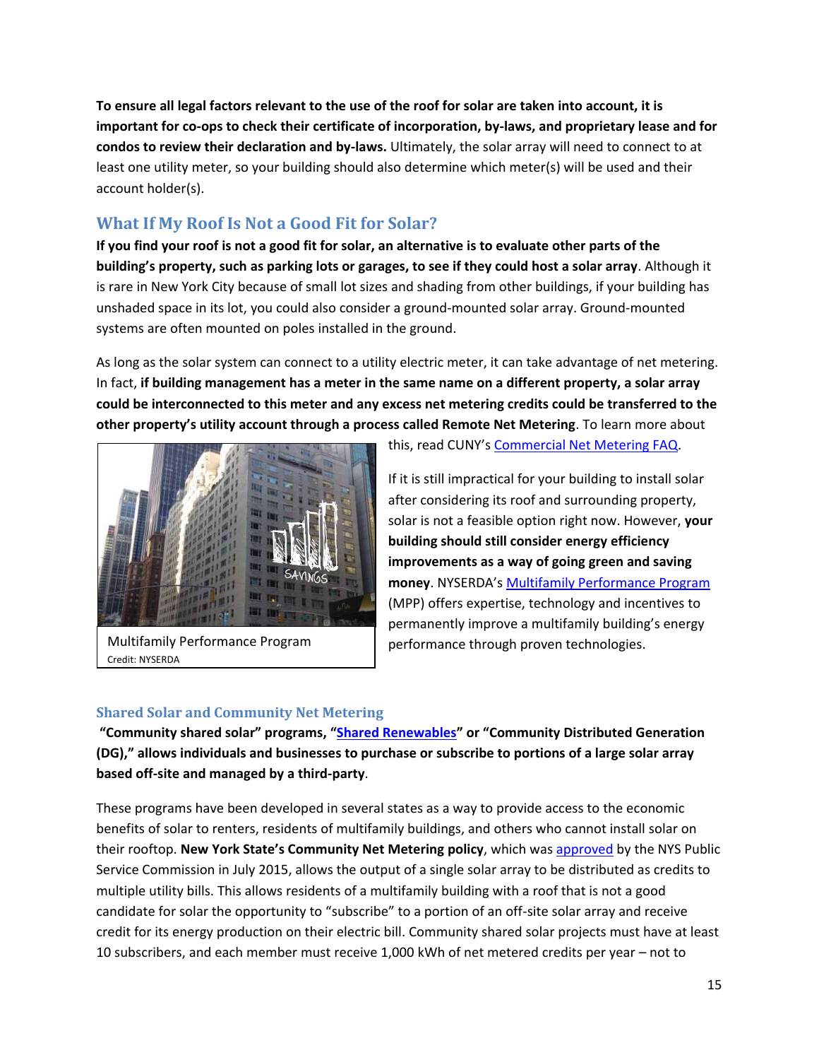**To ensure all legal factors relevant to the use of the roof for solar are taken into account, it is important for co-ops to check their certificate of incorporation, by-laws, and proprietary lease and for condos to review their declaration and by-laws.** Ultimately, the solar array will need to connect to at least one utility meter, so your building should also determine which meter(s) will be used and their account holder(s).

## What If My Roof Is Not a Good Fit for Solar?

**If you find your roof is not a good fit for solar, an alternative is to evaluate other parts of the building's property, such as parking lots or garages, to see if they could host a solar array**. Although it is rare in New York City because of small lot sizes and shading from other buildings, if your building has unshaded space in its lot, you could also consider a ground-mounted solar array. Ground-mounted systems are often mounted on poles installed in the ground.

As long as the solar system can connect to a utility electric meter, it can take advantage of net metering. In fact, **if building management has a meter in the same name on a different property, a solar array could be interconnected to this meter and any excess net metering credits could be transferred to the other property's utility account through a process called Remote Net Metering**. To learn more about this, read CUNY's [Commercial Net Metering FAQ].

Multifamily Performance Program
Credit: NYSERDA

If it is still impractical for your building to install solar after considering its roof and surrounding property, solar is not a feasible option right now. However, **your building should still consider energy efficiency improvements as a way of going green and saving money**. NYSERDA's [Multifamily Performance Program] (MPP) offers expertise, technology and incentives to permanently improve a multifamily building's energy performance through proven technologies.

### Shared Solar and Community Net Metering

**"Community shared solar" programs, "[Shared Renewables]" or "Community Distributed Generation (DG)," allows individuals and businesses to purchase or subscribe to portions of a large solar array based off-site and managed by a third-party**.

These programs have been developed in several states as a way to provide access to the economic benefits of solar to renters, residents of multifamily buildings, and others who cannot install solar on their rooftop. **New York State's Community Net Metering policy**, which was [approved] by the NYS Public Service Commission in July 2015, allows the output of a single solar array to be distributed as credits to multiple utility bills. This allows residents of a multifamily building with a roof that is not a good candidate for solar the opportunity to "subscribe" to a portion of an off-site solar array and receive credit for its energy production on their electric bill. Community shared solar projects must have at least 10 subscribers, and each member must receive 1,000 kWh of net metered credits per year – not to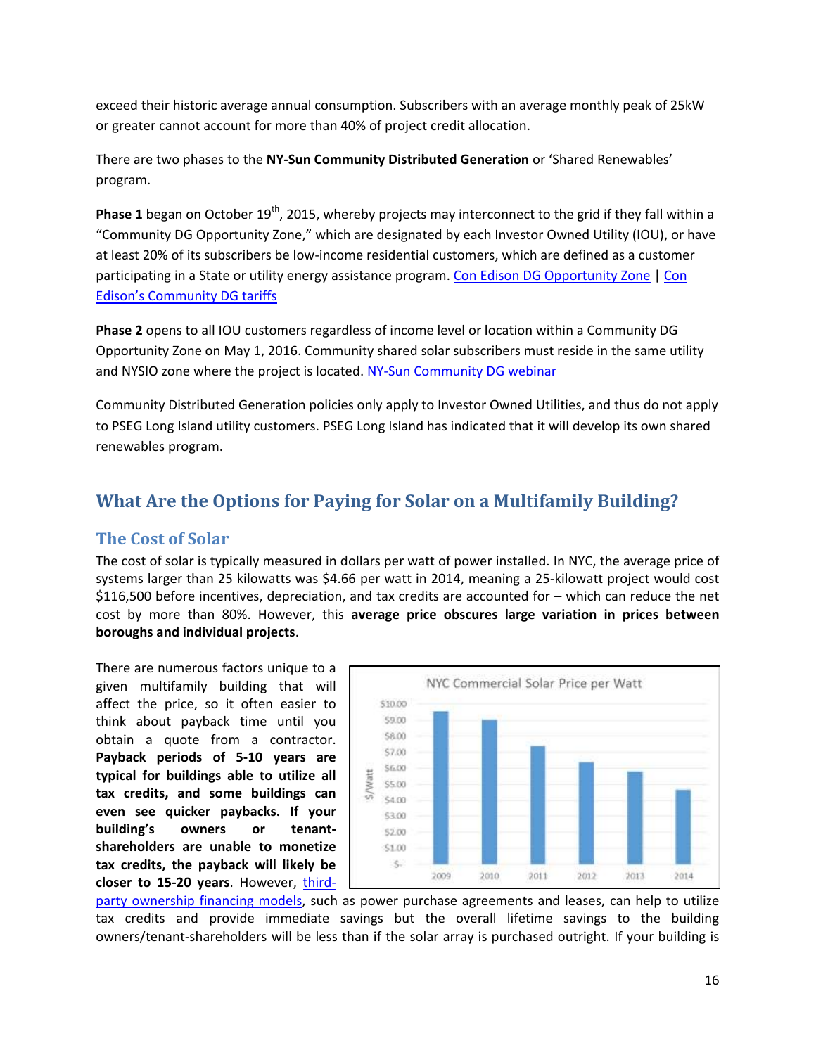exceed their historic average annual consumption. Subscribers with an average monthly peak of 25kW or greater cannot account for more than 40% of project credit allocation.

There are two phases to the **NY-Sun Community Distributed Generation** or 'Shared Renewables' program.

**Phase 1** began on October 19th, 2015, whereby projects may interconnect to the grid if they fall within a "Community DG Opportunity Zone," which are designated by each Investor Owned Utility (IOU), or have at least 20% of its subscribers be low-income residential customers, which are defined as a customer participating in a State or utility energy assistance program. Con Edison DG Opportunity Zone | Con Edison's Community DG tariffs

**Phase 2** opens to all IOU customers regardless of income level or location within a Community DG Opportunity Zone on May 1, 2016. Community shared solar subscribers must reside in the same utility and NYSIO zone where the project is located. NY-Sun Community DG webinar

Community Distributed Generation policies only apply to Investor Owned Utilities, and thus do not apply to PSEG Long Island utility customers. PSEG Long Island has indicated that it will develop its own shared renewables program.

## What Are the Options for Paying for Solar on a Multifamily Building?

### The Cost of Solar

The cost of solar is typically measured in dollars per watt of power installed. In NYC, the average price of systems larger than 25 kilowatts was $4.66 per watt in 2014, meaning a 25-kilowatt project would cost $116,500 before incentives, depreciation, and tax credits are accounted for – which can reduce the net cost by more than 80%. However, this **average price obscures large variation in prices between boroughs and individual projects**.

There are numerous factors unique to a given multifamily building that will affect the price, so it often easier to think about payback time until you obtain a quote from a contractor. **Payback periods of 5-10 years are typical for buildings able to utilize all tax credits, and some buildings can even see quicker paybacks. If your building's owners or tenant-shareholders are unable to monetize tax credits, the payback will likely be closer to 15-20 years**. However, third-party ownership financing models, such as power purchase agreements and leases, can help to utilize tax credits and provide immediate savings but the overall lifetime savings to the building owners/tenant-shareholders will be less than if the solar array is purchased outright. If your building is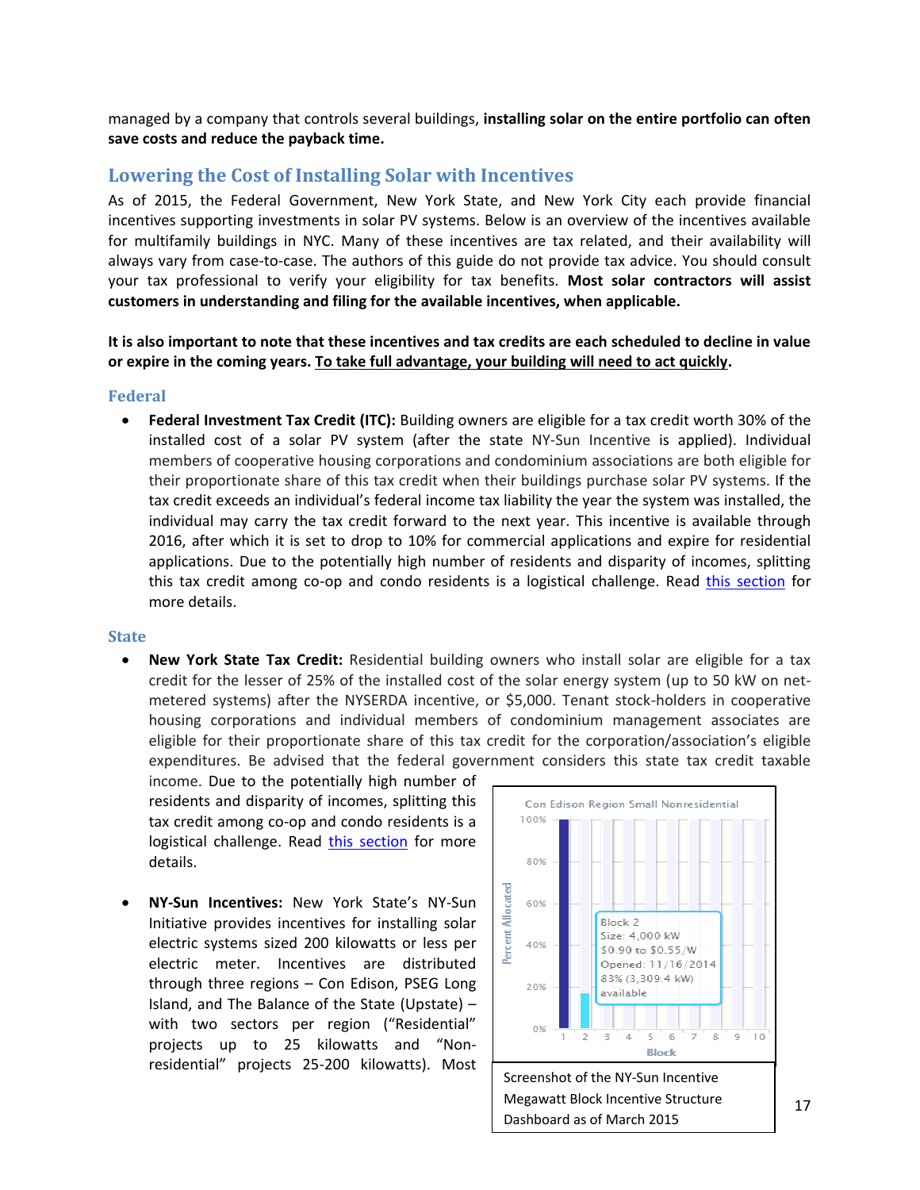managed by a company that controls several buildings, **installing solar on the entire portfolio can often save costs and reduce the payback time.**

## Lowering the Cost of Installing Solar with Incentives

As of 2015, the Federal Government, New York State, and New York City each provide financial incentives supporting investments in solar PV systems. Below is an overview of the incentives available for multifamily buildings in NYC. Many of these incentives are tax related, and their availability will always vary from case-to-case. The authors of this guide do not provide tax advice. You should consult your tax professional to verify your eligibility for tax benefits. **Most solar contractors will assist customers in understanding and filing for the available incentives, when applicable.**

**It is also important to note that these incentives and tax credits are each scheduled to decline in value or expire in the coming years. To take full advantage, your building will need to act quickly.**

### Federal

- **Federal Investment Tax Credit (ITC):** Building owners are eligible for a tax credit worth 30% of the installed cost of a solar PV system (after the state NY-Sun Incentive is applied). Individual members of cooperative housing corporations and condominium associations are both eligible for their proportionate share of this tax credit when their buildings purchase solar PV systems. If the tax credit exceeds an individual's federal income tax liability the year the system was installed, the individual may carry the tax credit forward to the next year. This incentive is available through 2016, after which it is set to drop to 10% for commercial applications and expire for residential applications. Due to the potentially high number of residents and disparity of incomes, splitting this tax credit among co-op and condo residents is a logistical challenge. Read this section for more details.

### State

- **New York State Tax Credit:** Residential building owners who install solar are eligible for a tax credit for the lesser of 25% of the installed cost of the solar energy system (up to 50 kW on net-metered systems) after the NYSERDA incentive, or $5,000. Tenant stock-holders in cooperative housing corporations and individual members of condominium management associates are eligible for their proportionate share of this tax credit for the corporation/association's eligible expenditures. Be advised that the federal government considers this state tax credit taxable income. Due to the potentially high number of residents and disparity of incomes, splitting this tax credit among co-op and condo residents is a logistical challenge. Read this section for more details.

- **NY-Sun Incentives:** New York State's NY-Sun Initiative provides incentives for installing solar electric systems sized 200 kilowatts or less per electric meter. Incentives are distributed through three regions – Con Edison, PSEG Long Island, and The Balance of the State (Upstate) – with two sectors per region ("Residential" projects up to 25 kilowatts and "Non-residential" projects 25-200 kilowatts). Most

Screenshot of the NY-Sun Incentive Megawatt Block Incentive Structure Dashboard as of March 2015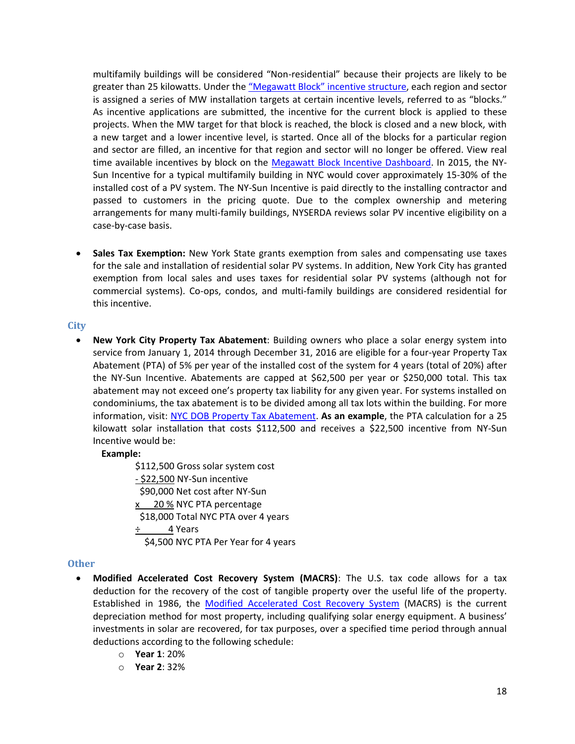multifamily buildings will be considered "Non-residential" because their projects are likely to be greater than 25 kilowatts. Under the "Megawatt Block" incentive structure, each region and sector is assigned a series of MW installation targets at certain incentive levels, referred to as "blocks." As incentive applications are submitted, the incentive for the current block is applied to these projects. When the MW target for that block is reached, the block is closed and a new block, with a new target and a lower incentive level, is started. Once all of the blocks for a particular region and sector are filled, an incentive for that region and sector will no longer be offered. View real time available incentives by block on the Megawatt Block Incentive Dashboard. In 2015, the NY-Sun Incentive for a typical multifamily building in NYC would cover approximately 15-30% of the installed cost of a PV system. The NY-Sun Incentive is paid directly to the installing contractor and passed to customers in the pricing quote. Due to the complex ownership and metering arrangements for many multi-family buildings, NYSERDA reviews solar PV incentive eligibility on a case-by-case basis.

- **Sales Tax Exemption:** New York State grants exemption from sales and compensating use taxes for the sale and installation of residential solar PV systems. In addition, New York City has granted exemption from local sales and uses taxes for residential solar PV systems (although not for commercial systems). Co-ops, condos, and multi-family buildings are considered residential for this incentive.

## City

- **New York City Property Tax Abatement**: Building owners who place a solar energy system into service from January 1, 2014 through December 31, 2016 are eligible for a four-year Property Tax Abatement (PTA) of 5% per year of the installed cost of the system for 4 years (total of 20%) after the NY-Sun Incentive. Abatements are capped at $62,500 per year or $250,000 total. This tax abatement may not exceed one's property tax liability for any given year. For systems installed on condominiums, the tax abatement is to be divided among all tax lots within the building. For more information, visit: NYC DOB Property Tax Abatement. **As an example**, the PTA calculation for a 25 kilowatt solar installation that costs $112,500 and receives a $22,500 incentive from NY-Sun Incentive would be:

  **Example:**

  $112,500 Gross solar system cost
  - $22,500 NY-Sun incentive
  $90,000 Net cost after NY-Sun
  x 20 % NYC PTA percentage
  $18,000 Total NYC PTA over 4 years
  ÷ 4 Years
  $4,500 NYC PTA Per Year for 4 years

## Other

- **Modified Accelerated Cost Recovery System (MACRS)**: The U.S. tax code allows for a tax deduction for the recovery of the cost of tangible property over the useful life of the property. Established in 1986, the Modified Accelerated Cost Recovery System (MACRS) is the current depreciation method for most property, including qualifying solar energy equipment. A business' investments in solar are recovered, for tax purposes, over a specified time period through annual deductions according to the following schedule:
  - **Year 1**: 20%
  - **Year 2**: 32%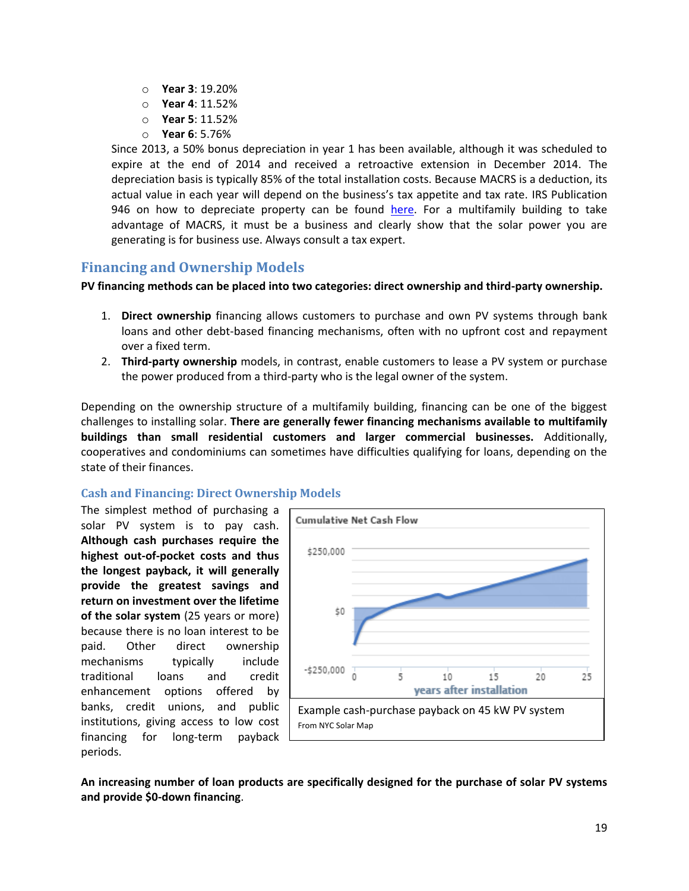- **Year 3**: 19.20%
- **Year 4**: 11.52%
- **Year 5**: 11.52%
- **Year 6**: 5.76%

Since 2013, a 50% bonus depreciation in year 1 has been available, although it was scheduled to expire at the end of 2014 and received a retroactive extension in December 2014. The depreciation basis is typically 85% of the total installation costs. Because MACRS is a deduction, its actual value in each year will depend on the business's tax appetite and tax rate. IRS Publication 946 on how to depreciate property can be found [here](). For a multifamily building to take advantage of MACRS, it must be a business and clearly show that the solar power you are generating is for business use. Always consult a tax expert.

## Financing and Ownership Models

**PV financing methods can be placed into two categories: direct ownership and third-party ownership.**

1. **Direct ownership** financing allows customers to purchase and own PV systems through bank loans and other debt-based financing mechanisms, often with no upfront cost and repayment over a fixed term.
2. **Third-party ownership** models, in contrast, enable customers to lease a PV system or purchase the power produced from a third-party who is the legal owner of the system.

Depending on the ownership structure of a multifamily building, financing can be one of the biggest challenges to installing solar. **There are generally fewer financing mechanisms available to multifamily buildings than small residential customers and larger commercial businesses.** Additionally, cooperatives and condominiums can sometimes have difficulties qualifying for loans, depending on the state of their finances.

### Cash and Financing: Direct Ownership Models

The simplest method of purchasing a solar PV system is to pay cash. **Although cash purchases require the highest out-of-pocket costs and thus the longest payback, it will generally provide the greatest savings and return on investment over the lifetime of the solar system** (25 years or more) because there is no loan interest to be paid. Other direct ownership mechanisms typically include traditional loans and credit enhancement options offered by banks, credit unions, and public institutions, giving access to low cost financing for long-term payback periods.

Cumulative Net Cash Flow

Example cash-purchase payback on 45 kW PV system

From NYC Solar Map

**An increasing number of loan products are specifically designed for the purchase of solar PV systems and provide $0-down financing**.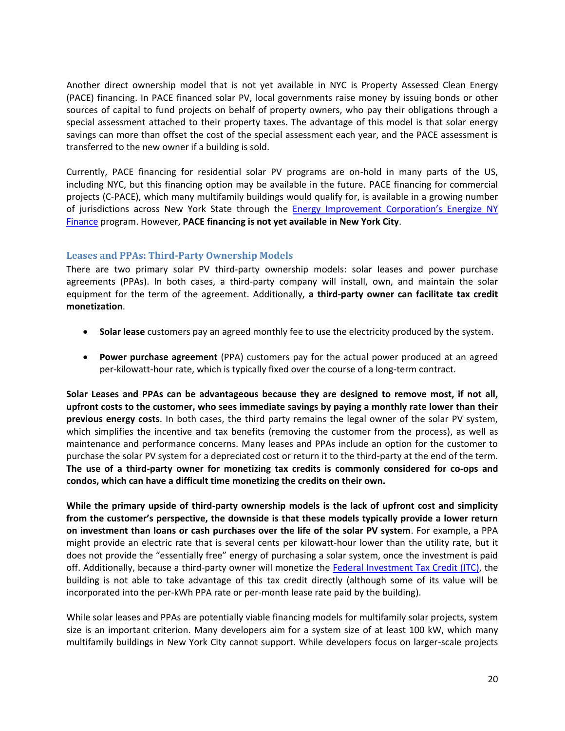Another direct ownership model that is not yet available in NYC is Property Assessed Clean Energy (PACE) financing. In PACE financed solar PV, local governments raise money by issuing bonds or other sources of capital to fund projects on behalf of property owners, who pay their obligations through a special assessment attached to their property taxes. The advantage of this model is that solar energy savings can more than offset the cost of the special assessment each year, and the PACE assessment is transferred to the new owner if a building is sold.

Currently, PACE financing for residential solar PV programs are on-hold in many parts of the US, including NYC, but this financing option may be available in the future. PACE financing for commercial projects (C-PACE), which many multifamily buildings would qualify for, is available in a growing number of jurisdictions across New York State through the Energy Improvement Corporation's Energize NY Finance program. However, **PACE financing is not yet available in New York City**.

### Leases and PPAs: Third-Party Ownership Models

There are two primary solar PV third-party ownership models: solar leases and power purchase agreements (PPAs). In both cases, a third-party company will install, own, and maintain the solar equipment for the term of the agreement. Additionally, **a third-party owner can facilitate tax credit monetization**.

- **Solar lease** customers pay an agreed monthly fee to use the electricity produced by the system.
- **Power purchase agreement** (PPA) customers pay for the actual power produced at an agreed per-kilowatt-hour rate, which is typically fixed over the course of a long-term contract.

**Solar Leases and PPAs can be advantageous because they are designed to remove most, if not all, upfront costs to the customer, who sees immediate savings by paying a monthly rate lower than their previous energy costs**. In both cases, the third party remains the legal owner of the solar PV system, which simplifies the incentive and tax benefits (removing the customer from the process), as well as maintenance and performance concerns. Many leases and PPAs include an option for the customer to purchase the solar PV system for a depreciated cost or return it to the third-party at the end of the term. **The use of a third-party owner for monetizing tax credits is commonly considered for co-ops and condos, which can have a difficult time monetizing the credits on their own.**

**While the primary upside of third-party ownership models is the lack of upfront cost and simplicity from the customer's perspective, the downside is that these models typically provide a lower return on investment than loans or cash purchases over the life of the solar PV system**. For example, a PPA might provide an electric rate that is several cents per kilowatt-hour lower than the utility rate, but it does not provide the "essentially free" energy of purchasing a solar system, once the investment is paid off. Additionally, because a third-party owner will monetize the Federal Investment Tax Credit (ITC), the building is not able to take advantage of this tax credit directly (although some of its value will be incorporated into the per-kWh PPA rate or per-month lease rate paid by the building).

While solar leases and PPAs are potentially viable financing models for multifamily solar projects, system size is an important criterion. Many developers aim for a system size of at least 100 kW, which many multifamily buildings in New York City cannot support. While developers focus on larger-scale projects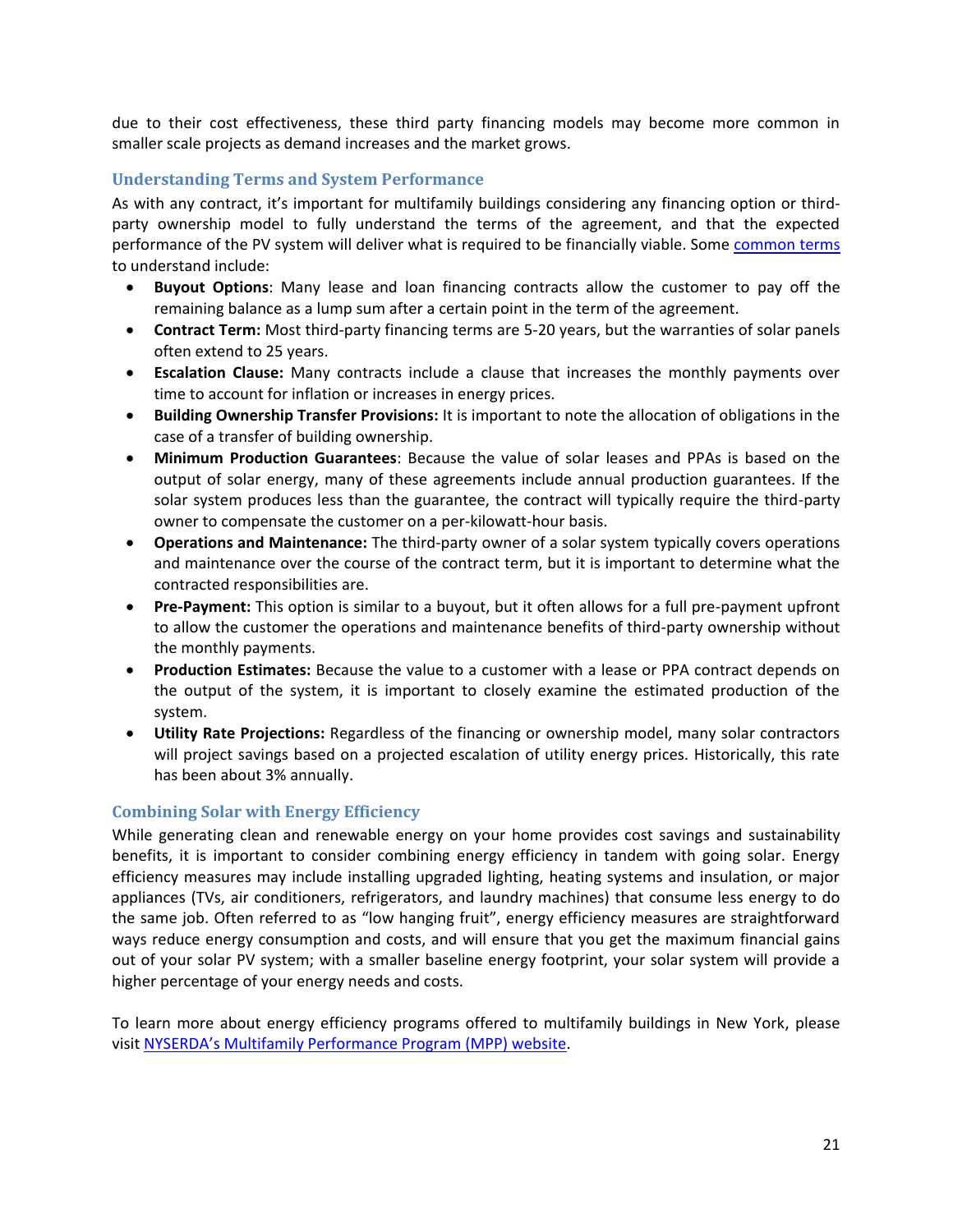due to their cost effectiveness, these third party financing models may become more common in smaller scale projects as demand increases and the market grows.

### Understanding Terms and System Performance

As with any contract, it's important for multifamily buildings considering any financing option or third-party ownership model to fully understand the terms of the agreement, and that the expected performance of the PV system will deliver what is required to be financially viable. Some common terms to understand include:

- **Buyout Options**: Many lease and loan financing contracts allow the customer to pay off the remaining balance as a lump sum after a certain point in the term of the agreement.
- **Contract Term:** Most third-party financing terms are 5-20 years, but the warranties of solar panels often extend to 25 years.
- **Escalation Clause:** Many contracts include a clause that increases the monthly payments over time to account for inflation or increases in energy prices.
- **Building Ownership Transfer Provisions:** It is important to note the allocation of obligations in the case of a transfer of building ownership.
- **Minimum Production Guarantees**: Because the value of solar leases and PPAs is based on the output of solar energy, many of these agreements include annual production guarantees. If the solar system produces less than the guarantee, the contract will typically require the third-party owner to compensate the customer on a per-kilowatt-hour basis.
- **Operations and Maintenance:** The third-party owner of a solar system typically covers operations and maintenance over the course of the contract term, but it is important to determine what the contracted responsibilities are.
- **Pre-Payment:** This option is similar to a buyout, but it often allows for a full pre-payment upfront to allow the customer the operations and maintenance benefits of third-party ownership without the monthly payments.
- **Production Estimates:** Because the value to a customer with a lease or PPA contract depends on the output of the system, it is important to closely examine the estimated production of the system.
- **Utility Rate Projections:** Regardless of the financing or ownership model, many solar contractors will project savings based on a projected escalation of utility energy prices. Historically, this rate has been about 3% annually.

### Combining Solar with Energy Efficiency

While generating clean and renewable energy on your home provides cost savings and sustainability benefits, it is important to consider combining energy efficiency in tandem with going solar. Energy efficiency measures may include installing upgraded lighting, heating systems and insulation, or major appliances (TVs, air conditioners, refrigerators, and laundry machines) that consume less energy to do the same job. Often referred to as "low hanging fruit", energy efficiency measures are straightforward ways reduce energy consumption and costs, and will ensure that you get the maximum financial gains out of your solar PV system; with a smaller baseline energy footprint, your solar system will provide a higher percentage of your energy needs and costs.

To learn more about energy efficiency programs offered to multifamily buildings in New York, please visit NYSERDA's Multifamily Performance Program (MPP) website.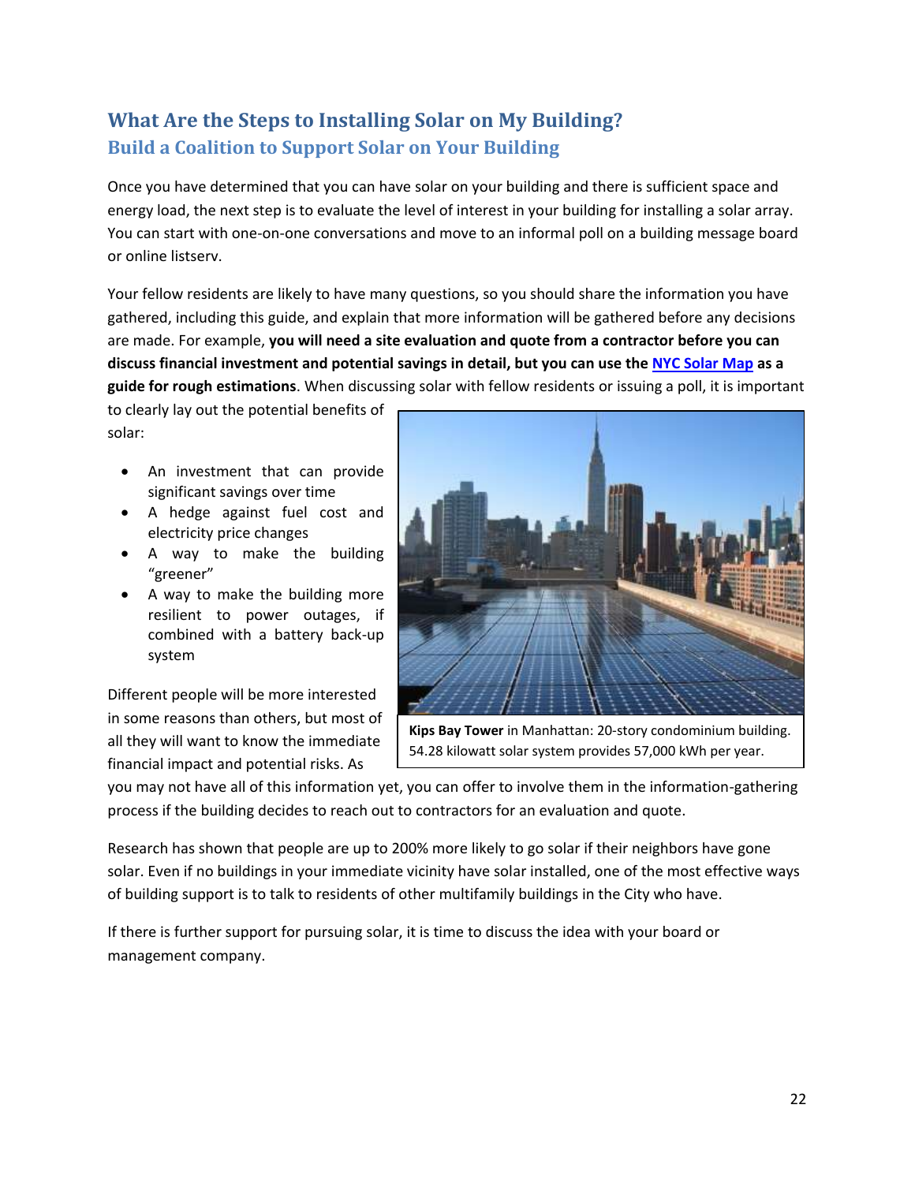## What Are the Steps to Installing Solar on My Building?

### Build a Coalition to Support Solar on Your Building

Once you have determined that you can have solar on your building and there is sufficient space and energy load, the next step is to evaluate the level of interest in your building for installing a solar array. You can start with one-on-one conversations and move to an informal poll on a building message board or online listserv.

Your fellow residents are likely to have many questions, so you should share the information you have gathered, including this guide, and explain that more information will be gathered before any decisions are made. For example, **you will need a site evaluation and quote from a contractor before you can discuss financial investment and potential savings in detail, but you can use the [NYC Solar Map] as a guide for rough estimations**. When discussing solar with fellow residents or issuing a poll, it is important to clearly lay out the potential benefits of solar:

- An investment that can provide significant savings over time
- A hedge against fuel cost and electricity price changes
- A way to make the building "greener"
- A way to make the building more resilient to power outages, if combined with a battery back-up system

**Kips Bay Tower** in Manhattan: 20-story condominium building. 54.28 kilowatt solar system provides 57,000 kWh per year.

Different people will be more interested in some reasons than others, but most of all they will want to know the immediate financial impact and potential risks. As you may not have all of this information yet, you can offer to involve them in the information-gathering process if the building decides to reach out to contractors for an evaluation and quote.

Research has shown that people are up to 200% more likely to go solar if their neighbors have gone solar. Even if no buildings in your immediate vicinity have solar installed, one of the most effective ways of building support is to talk to residents of other multifamily buildings in the City who have.

If there is further support for pursuing solar, it is time to discuss the idea with your board or management company.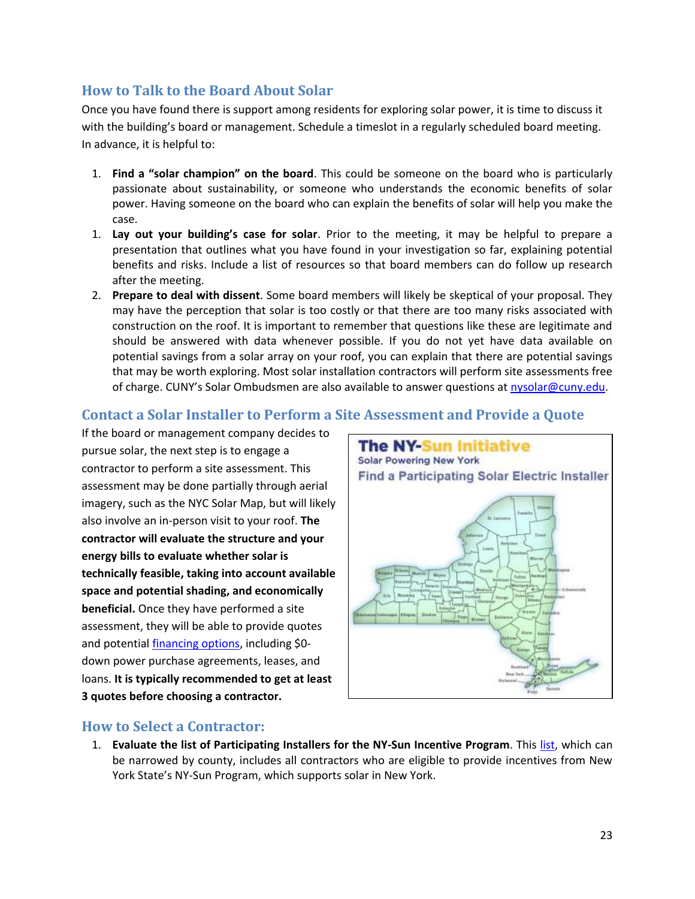## How to Talk to the Board About Solar

Once you have found there is support among residents for exploring solar power, it is time to discuss it with the building's board or management. Schedule a timeslot in a regularly scheduled board meeting. In advance, it is helpful to:

1. **Find a "solar champion" on the board**. This could be someone on the board who is particularly passionate about sustainability, or someone who understands the economic benefits of solar power. Having someone on the board who can explain the benefits of solar will help you make the case.
1. **Lay out your building's case for solar**. Prior to the meeting, it may be helpful to prepare a presentation that outlines what you have found in your investigation so far, explaining potential benefits and risks. Include a list of resources so that board members can do follow up research after the meeting.
2. **Prepare to deal with dissent**. Some board members will likely be skeptical of your proposal. They may have the perception that solar is too costly or that there are too many risks associated with construction on the roof. It is important to remember that questions like these are legitimate and should be answered with data whenever possible. If you do not yet have data available on potential savings from a solar array on your roof, you can explain that there are potential savings that may be worth exploring. Most solar installation contractors will perform site assessments free of charge. CUNY's Solar Ombudsmen are also available to answer questions at nysolar@cuny.edu.

## Contact a Solar Installer to Perform a Site Assessment and Provide a Quote

If the board or management company decides to pursue solar, the next step is to engage a contractor to perform a site assessment. This assessment may be done partially through aerial imagery, such as the NYC Solar Map, but will likely also involve an in-person visit to your roof. **The contractor will evaluate the structure and your energy bills to evaluate whether solar is technically feasible, taking into account available space and potential shading, and economically beneficial.** Once they have performed a site assessment, they will be able to provide quotes and potential financing options, including $0-down power purchase agreements, leases, and loans. **It is typically recommended to get at least 3 quotes before choosing a contractor.**

The NY-Sun Initiative
Solar Powering New York
Find a Participating Solar Electric Installer

## How to Select a Contractor:

1. **Evaluate the list of Participating Installers for the NY-Sun Incentive Program**. This list, which can be narrowed by county, includes all contractors who are eligible to provide incentives from New York State's NY-Sun Program, which supports solar in New York.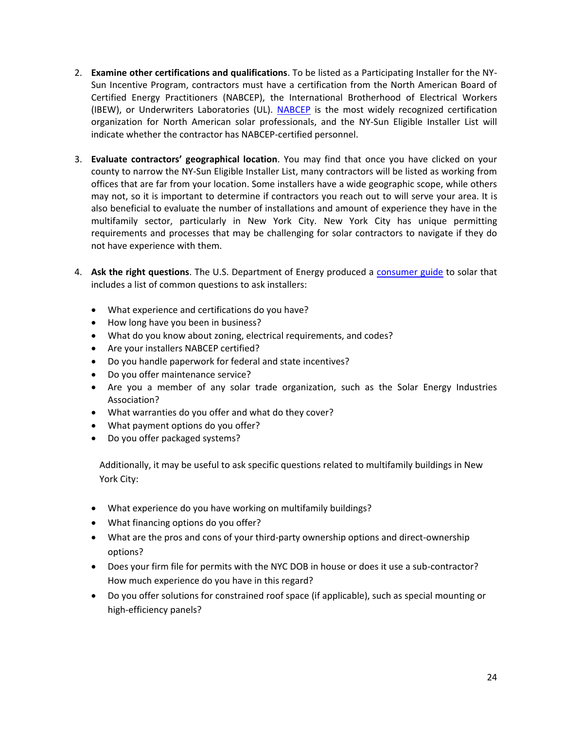2. **Examine other certifications and qualifications**. To be listed as a Participating Installer for the NY-Sun Incentive Program, contractors must have a certification from the North American Board of Certified Energy Practitioners (NABCEP), the International Brotherhood of Electrical Workers (IBEW), or Underwriters Laboratories (UL). NABCEP is the most widely recognized certification organization for North American solar professionals, and the NY-Sun Eligible Installer List will indicate whether the contractor has NABCEP-certified personnel.

3. **Evaluate contractors' geographical location**. You may find that once you have clicked on your county to narrow the NY-Sun Eligible Installer List, many contractors will be listed as working from offices that are far from your location. Some installers have a wide geographic scope, while others may not, so it is important to determine if contractors you reach out to will serve your area. It is also beneficial to evaluate the number of installations and amount of experience they have in the multifamily sector, particularly in New York City. New York City has unique permitting requirements and processes that may be challenging for solar contractors to navigate if they do not have experience with them.

4. **Ask the right questions**. The U.S. Department of Energy produced a consumer guide to solar that includes a list of common questions to ask installers:

   - What experience and certifications do you have?
   - How long have you been in business?
   - What do you know about zoning, electrical requirements, and codes?
   - Are your installers NABCEP certified?
   - Do you handle paperwork for federal and state incentives?
   - Do you offer maintenance service?
   - Are you a member of any solar trade organization, such as the Solar Energy Industries Association?
   - What warranties do you offer and what do they cover?
   - What payment options do you offer?
   - Do you offer packaged systems?

   Additionally, it may be useful to ask specific questions related to multifamily buildings in New York City:

   - What experience do you have working on multifamily buildings?
   - What financing options do you offer?
   - What are the pros and cons of your third-party ownership options and direct-ownership options?
   - Does your firm file for permits with the NYC DOB in house or does it use a sub-contractor? How much experience do you have in this regard?
   - Do you offer solutions for constrained roof space (if applicable), such as special mounting or high-efficiency panels?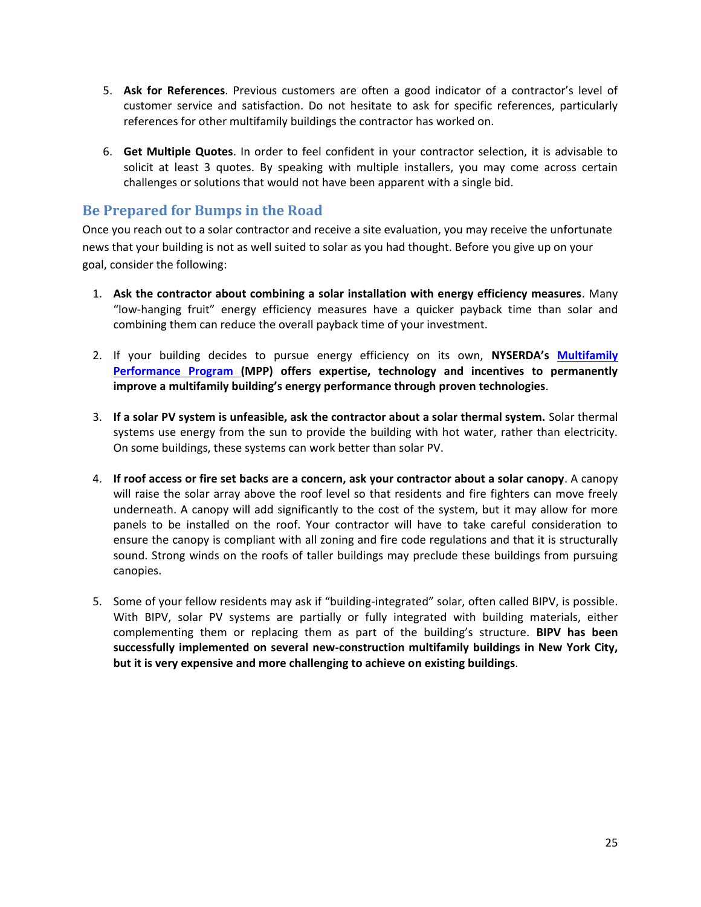5. **Ask for References**. Previous customers are often a good indicator of a contractor's level of customer service and satisfaction. Do not hesitate to ask for specific references, particularly references for other multifamily buildings the contractor has worked on.

6. **Get Multiple Quotes**. In order to feel confident in your contractor selection, it is advisable to solicit at least 3 quotes. By speaking with multiple installers, you may come across certain challenges or solutions that would not have been apparent with a single bid.

## Be Prepared for Bumps in the Road

Once you reach out to a solar contractor and receive a site evaluation, you may receive the unfortunate news that your building is not as well suited to solar as you had thought. Before you give up on your goal, consider the following:

1. **Ask the contractor about combining a solar installation with energy efficiency measures**. Many "low-hanging fruit" energy efficiency measures have a quicker payback time than solar and combining them can reduce the overall payback time of your investment.

2. If your building decides to pursue energy efficiency on its own, **NYSERDA's Multifamily Performance Program (MPP) offers expertise, technology and incentives to permanently improve a multifamily building's energy performance through proven technologies**.

3. **If a solar PV system is unfeasible, ask the contractor about a solar thermal system.** Solar thermal systems use energy from the sun to provide the building with hot water, rather than electricity. On some buildings, these systems can work better than solar PV.

4. **If roof access or fire set backs are a concern, ask your contractor about a solar canopy**. A canopy will raise the solar array above the roof level so that residents and fire fighters can move freely underneath. A canopy will add significantly to the cost of the system, but it may allow for more panels to be installed on the roof. Your contractor will have to take careful consideration to ensure the canopy is compliant with all zoning and fire code regulations and that it is structurally sound. Strong winds on the roofs of taller buildings may preclude these buildings from pursuing canopies.

5. Some of your fellow residents may ask if "building-integrated" solar, often called BIPV, is possible. With BIPV, solar PV systems are partially or fully integrated with building materials, either complementing them or replacing them as part of the building's structure. **BIPV has been successfully implemented on several new-construction multifamily buildings in New York City, but it is very expensive and more challenging to achieve on existing buildings**.